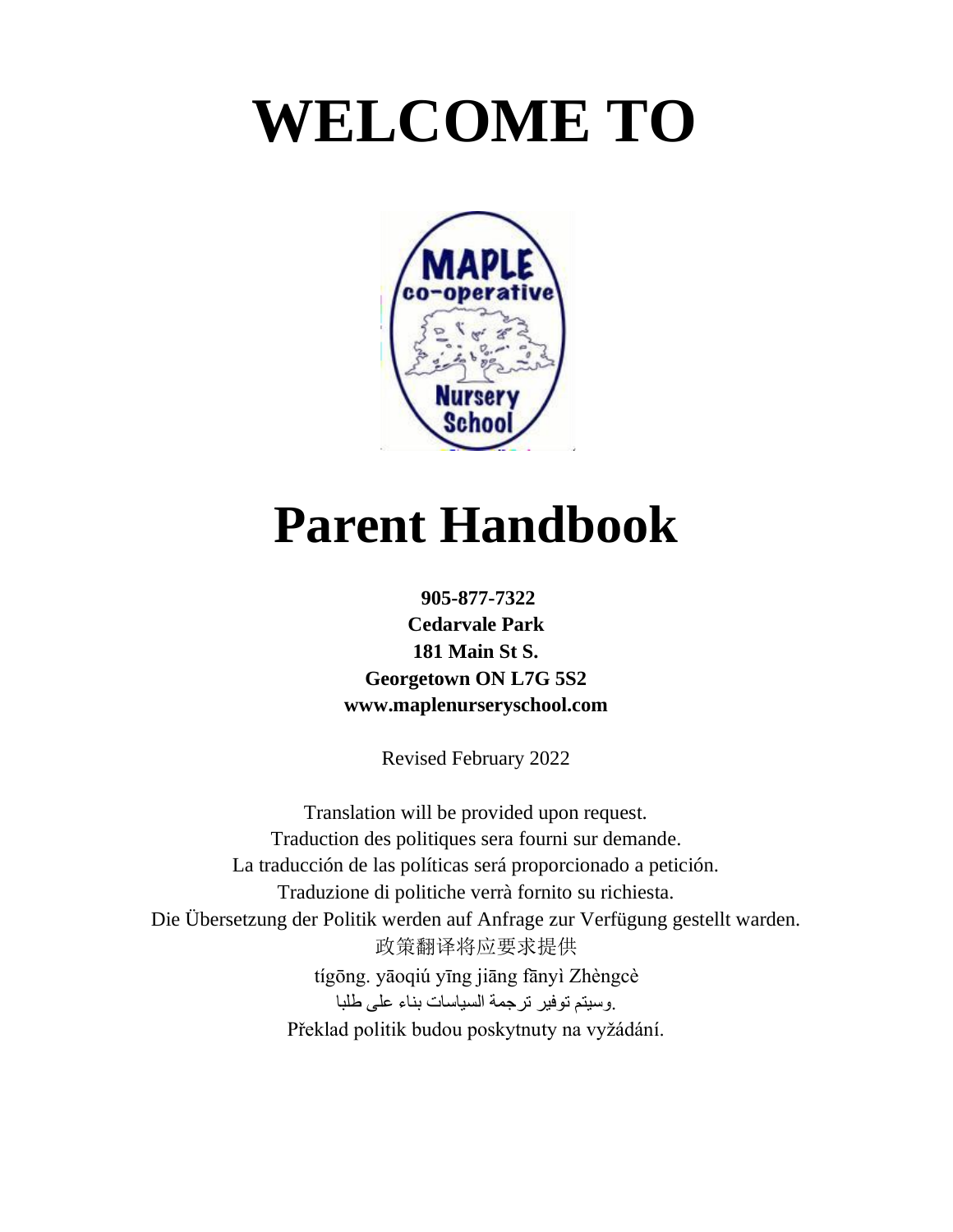# WELCOME TO

# Parent Handbook

**905-877-7322**
**Cedarvale Park**
**181 Main St S.**
**Georgetown ON L7G 5S2**
**www.maplenurseryschool.com**

Revised February 2022

Translation will be provided upon request.
Traduction des politiques sera fourni sur demande.
La traducción de las políticas será proporcionado a petición.
Traduzione di politiche verrà fornito su richiesta.
Die Übersetzung der Politik werden auf Anfrage zur Verfügung gestellt warden.
政策翻译将应要求提供
tígōng. yāoqiú yīng jiāng fānyì Zhèngcè
.وسيتم توفير ترجمة السياسات بناء على طلبا
Překlad politik budou poskytnuty na vyžádání.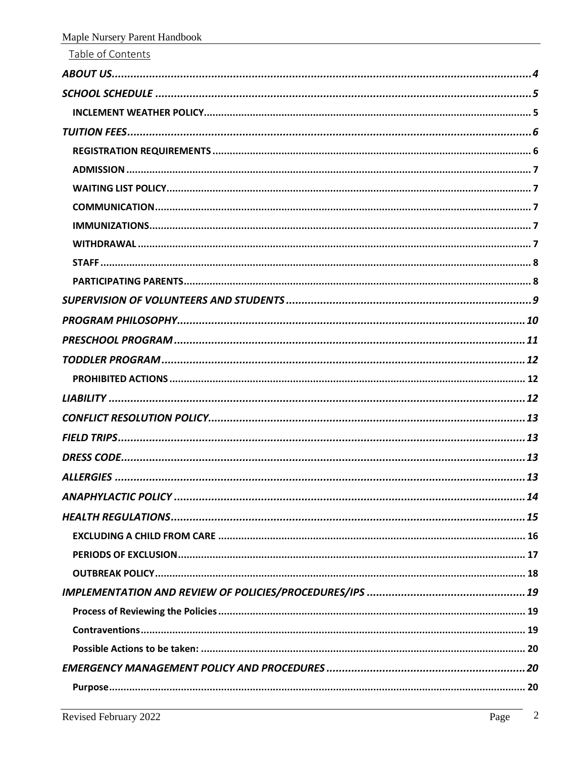Table of Contents

*ABOUT US* ........................................................................................................ 4

*SCHOOL SCHEDULE* ........................................................................................ 5

**INCLEMENT WEATHER POLICY** ........................................................................ 5

*TUITION FEES* .................................................................................................. 6

**REGISTRATION REQUIREMENTS** ..................................................................... 6

**ADMISSION** ..................................................................................................... 7

**WAITING LIST POLICY** ..................................................................................... 7

**COMMUNICATION** ........................................................................................... 7

**IMMUNIZATIONS** ............................................................................................. 7

**WITHDRAWAL** ................................................................................................ 7

**STAFF** ............................................................................................................ 8

**PARTICIPATING PARENTS** ................................................................................ 8

*SUPERVISION OF VOLUNTEERS AND STUDENTS* ............................................... 9

*PROGRAM PHILOSOPHY* ................................................................................. 10

*PRESCHOOL PROGRAM* .................................................................................. 11

*TODDLER PROGRAM* ....................................................................................... 12

**PROHIBITED ACTIONS** .................................................................................. 12

*LIABILITY* ....................................................................................................... 12

*CONFLICT RESOLUTION POLICY* ..................................................................... 13

*FIELD TRIPS* ................................................................................................... 13

*DRESS CODE* .................................................................................................. 13

*ALLERGIES* ..................................................................................................... 13

*ANAPHYLACTIC POLICY* .................................................................................. 14

*HEALTH REGULATIONS* ................................................................................... 15

**EXCLUDING A CHILD FROM CARE** ................................................................. 16

**PERIODS OF EXCLUSION** ............................................................................... 17

**OUTBREAK POLICY** ....................................................................................... 18

*IMPLEMENTATION AND REVIEW OF POLICIES/PROCEDURES/IPS* .................... 19

**Process of Reviewing the Policies** ................................................................... 19

**Contraventions** ............................................................................................... 19

**Possible Actions to be taken:** ......................................................................... 20

*EMERGENCY MANAGEMENT POLICY AND PROCEDURES* .................................. 20

**Purpose** ......................................................................................................... 20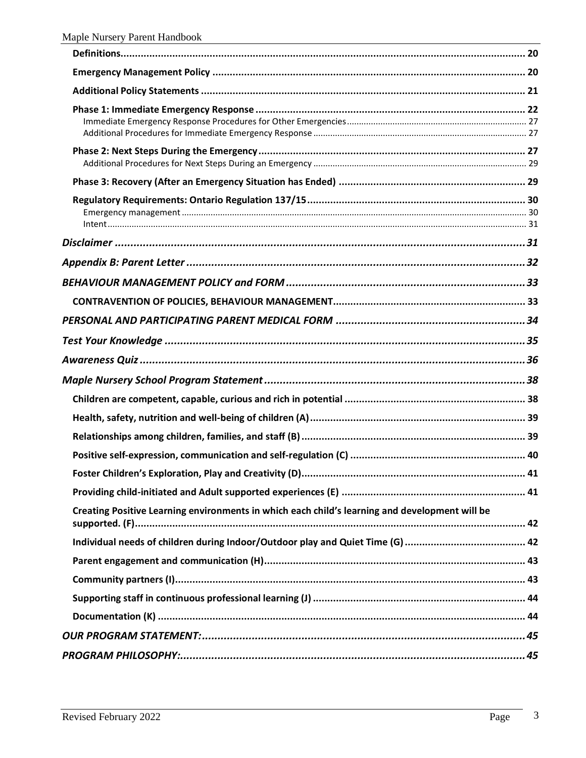**Definitions** ........ 20

**Emergency Management Policy** ........ 20

**Additional Policy Statements** ........ 21

**Phase 1: Immediate Emergency Response** ........ 22

Immediate Emergency Response Procedures for Other Emergencies ........ 27

Additional Procedures for Immediate Emergency Response ........ 27

**Phase 2: Next Steps During the Emergency** ........ 27

Additional Procedures for Next Steps During an Emergency ........ 29

**Phase 3: Recovery (After an Emergency Situation has Ended)** ........ 29

**Regulatory Requirements: Ontario Regulation 137/15** ........ 30

Emergency management ........ 30

Intent ........ 31

***Disclaimer*** ........ 31

***Appendix B: Parent Letter*** ........ 32

***BEHAVIOUR MANAGEMENT POLICY and FORM*** ........ 33

**CONTRAVENTION OF POLICIES, BEHAVIOUR MANAGEMENT** ........ 33

***PERSONAL AND PARTICIPATING PARENT MEDICAL FORM*** ........ 34

***Test Your Knowledge*** ........ 35

***Awareness Quiz*** ........ 36

***Maple Nursery School Program Statement*** ........ 38

**Children are competent, capable, curious and rich in potential** ........ 38

**Health, safety, nutrition and well-being of children (A)** ........ 39

**Relationships among children, families, and staff (B)** ........ 39

**Positive self-expression, communication and self-regulation (C)** ........ 40

**Foster Children's Exploration, Play and Creativity (D)** ........ 41

**Providing child-initiated and Adult supported experiences (E)** ........ 41

**Creating Positive Learning environments in which each child's learning and development will be supported. (F)** ........ 42

**Individual needs of children during Indoor/Outdoor play and Quiet Time (G)** ........ 42

**Parent engagement and communication (H)** ........ 43

**Community partners (I)** ........ 43

**Supporting staff in continuous professional learning (J)** ........ 44

**Documentation (K)** ........ 44

***OUR PROGRAM STATEMENT:*** ........ 45

***PROGRAM PHILOSOPHY:*** ........ 45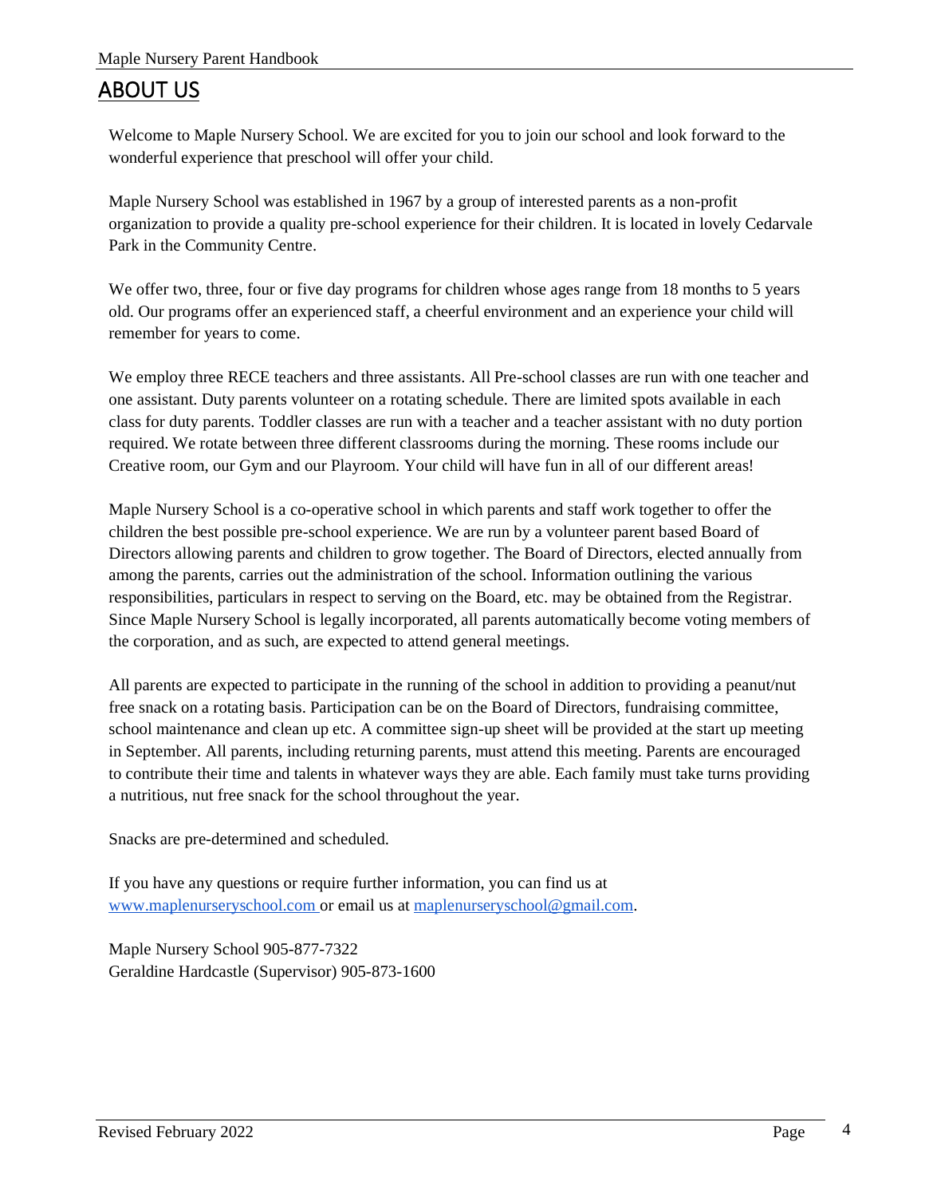# ABOUT US

Welcome to Maple Nursery School. We are excited for you to join our school and look forward to the wonderful experience that preschool will offer your child.

Maple Nursery School was established in 1967 by a group of interested parents as a non-profit organization to provide a quality pre-school experience for their children. It is located in lovely Cedarvale Park in the Community Centre.

We offer two, three, four or five day programs for children whose ages range from 18 months to 5 years old. Our programs offer an experienced staff, a cheerful environment and an experience your child will remember for years to come.

We employ three RECE teachers and three assistants. All Pre-school classes are run with one teacher and one assistant. Duty parents volunteer on a rotating schedule. There are limited spots available in each class for duty parents. Toddler classes are run with a teacher and a teacher assistant with no duty portion required. We rotate between three different classrooms during the morning. These rooms include our Creative room, our Gym and our Playroom. Your child will have fun in all of our different areas!

Maple Nursery School is a co-operative school in which parents and staff work together to offer the children the best possible pre-school experience. We are run by a volunteer parent based Board of Directors allowing parents and children to grow together. The Board of Directors, elected annually from among the parents, carries out the administration of the school. Information outlining the various responsibilities, particulars in respect to serving on the Board, etc. may be obtained from the Registrar. Since Maple Nursery School is legally incorporated, all parents automatically become voting members of the corporation, and as such, are expected to attend general meetings.

All parents are expected to participate in the running of the school in addition to providing a peanut/nut free snack on a rotating basis. Participation can be on the Board of Directors, fundraising committee, school maintenance and clean up etc. A committee sign-up sheet will be provided at the start up meeting in September. All parents, including returning parents, must attend this meeting. Parents are encouraged to contribute their time and talents in whatever ways they are able. Each family must take turns providing a nutritious, nut free snack for the school throughout the year.

Snacks are pre-determined and scheduled.

If you have any questions or require further information, you can find us at [www.maplenurseryschool.com](http://www.maplenurseryschool.com) or email us at [maplenurseryschool@gmail.com](mailto:maplenurseryschool@gmail.com).

Maple Nursery School 905-877-7322
Geraldine Hardcastle (Supervisor) 905-873-1600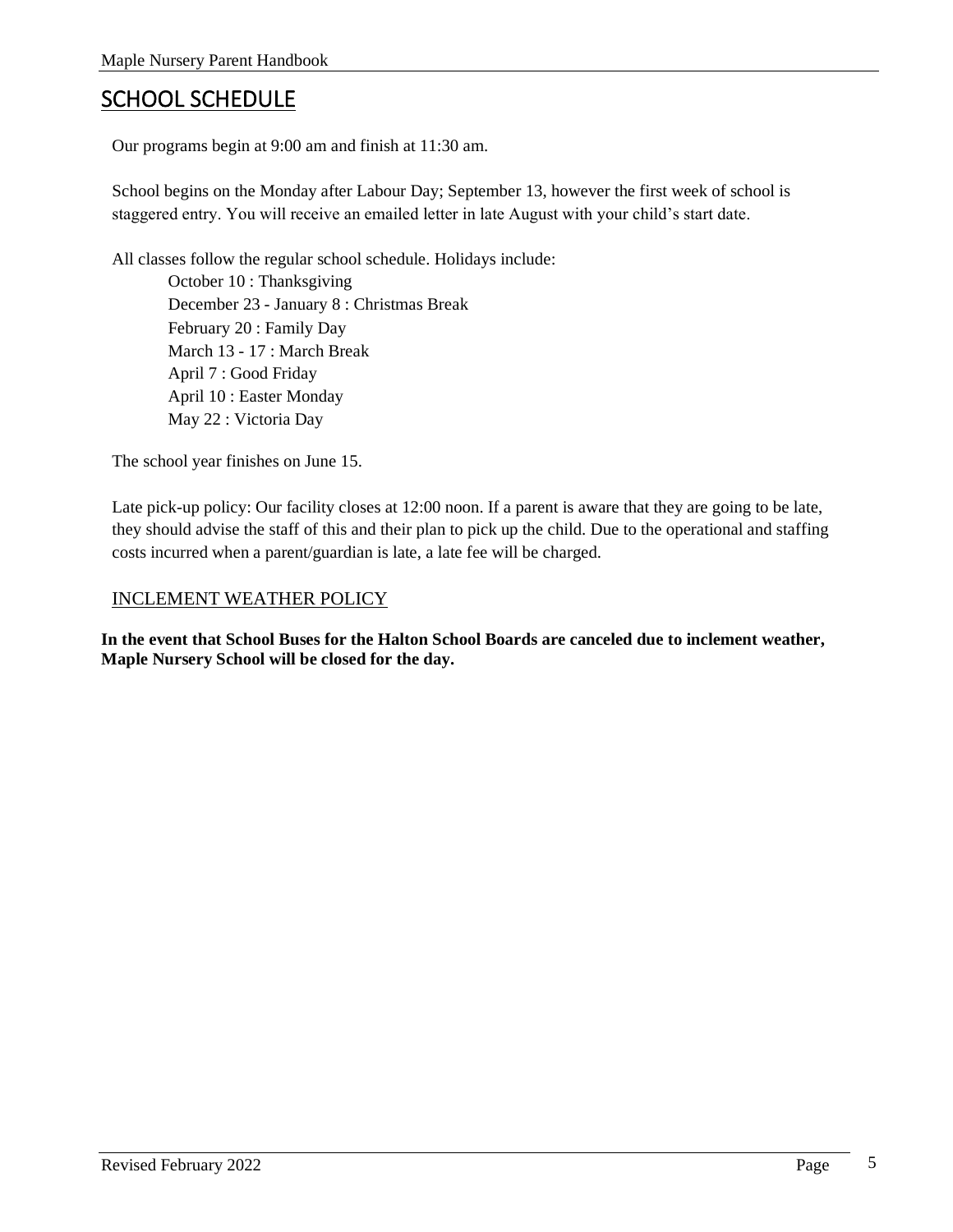## SCHOOL SCHEDULE

Our programs begin at 9:00 am and finish at 11:30 am.

School begins on the Monday after Labour Day; September 13, however the first week of school is staggered entry. You will receive an emailed letter in late August with your child's start date.

All classes follow the regular school schedule. Holidays include:

- October 10 : Thanksgiving
- December 23 - January 8 : Christmas Break
- February 20 : Family Day
- March 13 - 17 : March Break
- April 7 : Good Friday
- April 10 : Easter Monday
- May 22 : Victoria Day

The school year finishes on June 15.

Late pick-up policy: Our facility closes at 12:00 noon. If a parent is aware that they are going to be late, they should advise the staff of this and their plan to pick up the child. Due to the operational and staffing costs incurred when a parent/guardian is late, a late fee will be charged.

### INCLEMENT WEATHER POLICY

**In the event that School Buses for the Halton School Boards are canceled due to inclement weather, Maple Nursery School will be closed for the day.**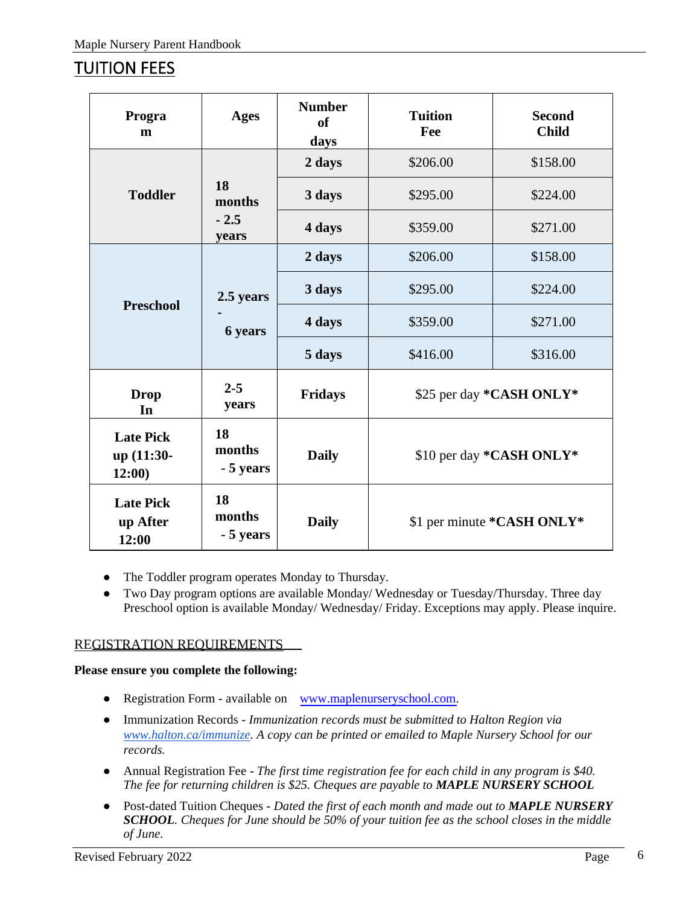## TUITION FEES

| Program | Ages | Number of days | Tuition Fee | Second Child |
|---|---|---|---|---|
| **Toddler** | **18 months - 2.5 years** | **2 days** | $206.00 | $158.00 |
| | | **3 days** | $295.00 | $224.00 |
| | | **4 days** | $359.00 | $271.00 |
| **Preschool** | **2.5 years - 6 years** | **2 days** | $206.00 | $158.00 |
| | | **3 days** | $295.00 | $224.00 |
| | | **4 days** | $359.00 | $271.00 |
| | | **5 days** | $416.00 | $316.00 |
| **Drop In** | **2-5 years** | **Fridays** | $25 per day **\*CASH ONLY\*** | |
| **Late Pick up (11:30-12:00)** | **18 months - 5 years** | **Daily** | $10 per day **\*CASH ONLY\*** | |
| **Late Pick up After 12:00** | **18 months - 5 years** | **Daily** | $1 per minute **\*CASH ONLY\*** | |

- The Toddler program operates Monday to Thursday.
- Two Day program options are available Monday/ Wednesday or Tuesday/Thursday. Three day Preschool option is available Monday/ Wednesday/ Friday. Exceptions may apply. Please inquire.

### REGISTRATION REQUIREMENTS

**Please ensure you complete the following:**

- Registration Form - available on www.maplenurseryschool.com.
- Immunization Records - *Immunization records must be submitted to Halton Region via www.halton.ca/immunize. A copy can be printed or emailed to Maple Nursery School for our records.*
- Annual Registration Fee - *The first time registration fee for each child in any program is $40. The fee for returning children is $25. Cheques are payable to **MAPLE NURSERY SCHOOL***
- Post-dated Tuition Cheques - *Dated the first of each month and made out to **MAPLE NURSERY SCHOOL**. Cheques for June should be 50% of your tuition fee as the school closes in the middle of June.*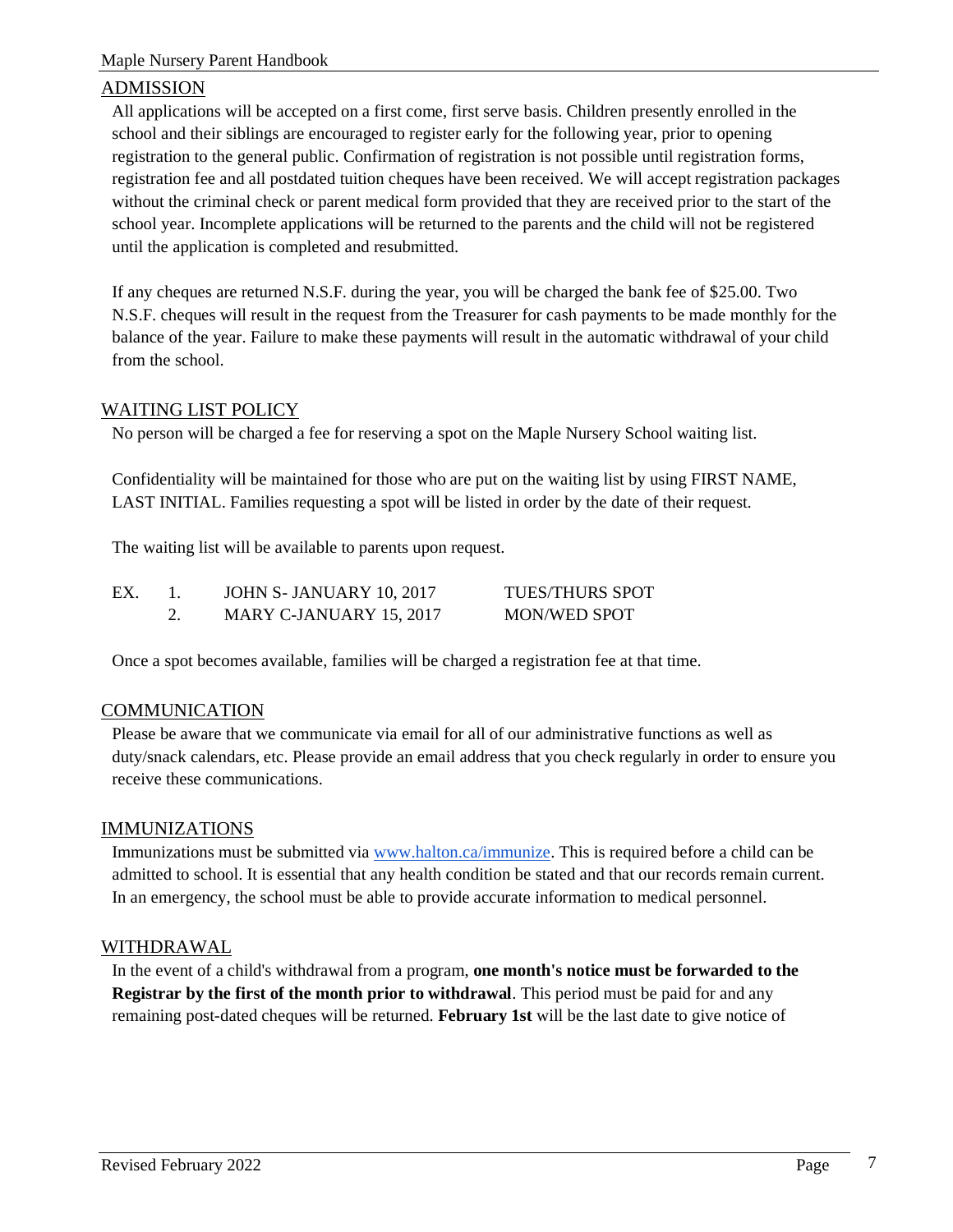## ADMISSION

All applications will be accepted on a first come, first serve basis. Children presently enrolled in the school and their siblings are encouraged to register early for the following year, prior to opening registration to the general public. Confirmation of registration is not possible until registration forms, registration fee and all postdated tuition cheques have been received. We will accept registration packages without the criminal check or parent medical form provided that they are received prior to the start of the school year. Incomplete applications will be returned to the parents and the child will not be registered until the application is completed and resubmitted.

If any cheques are returned N.S.F. during the year, you will be charged the bank fee of $25.00. Two N.S.F. cheques will result in the request from the Treasurer for cash payments to be made monthly for the balance of the year. Failure to make these payments will result in the automatic withdrawal of your child from the school.

## WAITING LIST POLICY

No person will be charged a fee for reserving a spot on the Maple Nursery School waiting list.

Confidentiality will be maintained for those who are put on the waiting list by using FIRST NAME, LAST INITIAL. Families requesting a spot will be listed in order by the date of their request.

The waiting list will be available to parents upon request.

| EX. | | | |
|---|---|---|---|
| | 1. | JOHN S- JANUARY 10, 2017 | TUES/THURS SPOT |
| | 2. | MARY C-JANUARY 15, 2017 | MON/WED SPOT |

Once a spot becomes available, families will be charged a registration fee at that time.

## COMMUNICATION

Please be aware that we communicate via email for all of our administrative functions as well as duty/snack calendars, etc. Please provide an email address that you check regularly in order to ensure you receive these communications.

## IMMUNIZATIONS

Immunizations must be submitted via [www.halton.ca/immunize](www.halton.ca/immunize). This is required before a child can be admitted to school. It is essential that any health condition be stated and that our records remain current. In an emergency, the school must be able to provide accurate information to medical personnel.

## WITHDRAWAL

In the event of a child's withdrawal from a program, **one month's notice must be forwarded to the Registrar by the first of the month prior to withdrawal**. This period must be paid for and any remaining post-dated cheques will be returned. **February 1st** will be the last date to give notice of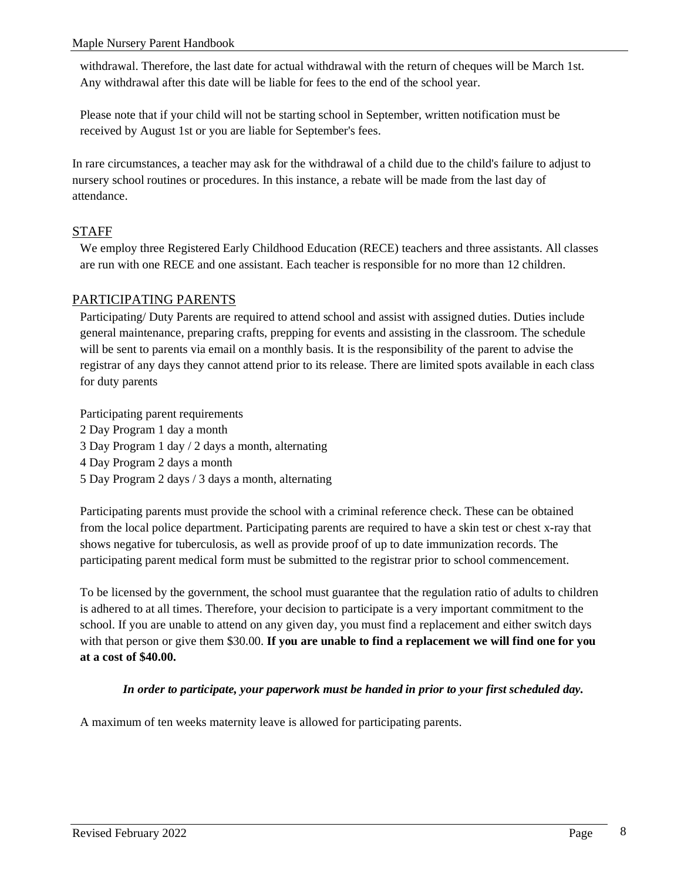withdrawal. Therefore, the last date for actual withdrawal with the return of cheques will be March 1st. Any withdrawal after this date will be liable for fees to the end of the school year.

Please note that if your child will not be starting school in September, written notification must be received by August 1st or you are liable for September's fees.

In rare circumstances, a teacher may ask for the withdrawal of a child due to the child's failure to adjust to nursery school routines or procedures. In this instance, a rebate will be made from the last day of attendance.

## STAFF

We employ three Registered Early Childhood Education (RECE) teachers and three assistants. All classes are run with one RECE and one assistant. Each teacher is responsible for no more than 12 children.

## PARTICIPATING PARENTS

Participating/ Duty Parents are required to attend school and assist with assigned duties. Duties include general maintenance, preparing crafts, prepping for events and assisting in the classroom. The schedule will be sent to parents via email on a monthly basis. It is the responsibility of the parent to advise the registrar of any days they cannot attend prior to its release. There are limited spots available in each class for duty parents

Participating parent requirements
2 Day Program 1 day a month
3 Day Program 1 day / 2 days a month, alternating
4 Day Program 2 days a month
5 Day Program 2 days / 3 days a month, alternating

Participating parents must provide the school with a criminal reference check. These can be obtained from the local police department. Participating parents are required to have a skin test or chest x-ray that shows negative for tuberculosis, as well as provide proof of up to date immunization records. The participating parent medical form must be submitted to the registrar prior to school commencement.

To be licensed by the government, the school must guarantee that the regulation ratio of adults to children is adhered to at all times. Therefore, your decision to participate is a very important commitment to the school. If you are unable to attend on any given day, you must find a replacement and either switch days with that person or give them $30.00. **If you are unable to find a replacement we will find one for you at a cost of $40.00.**

***In order to participate, your paperwork must be handed in prior to your first scheduled day.***

A maximum of ten weeks maternity leave is allowed for participating parents.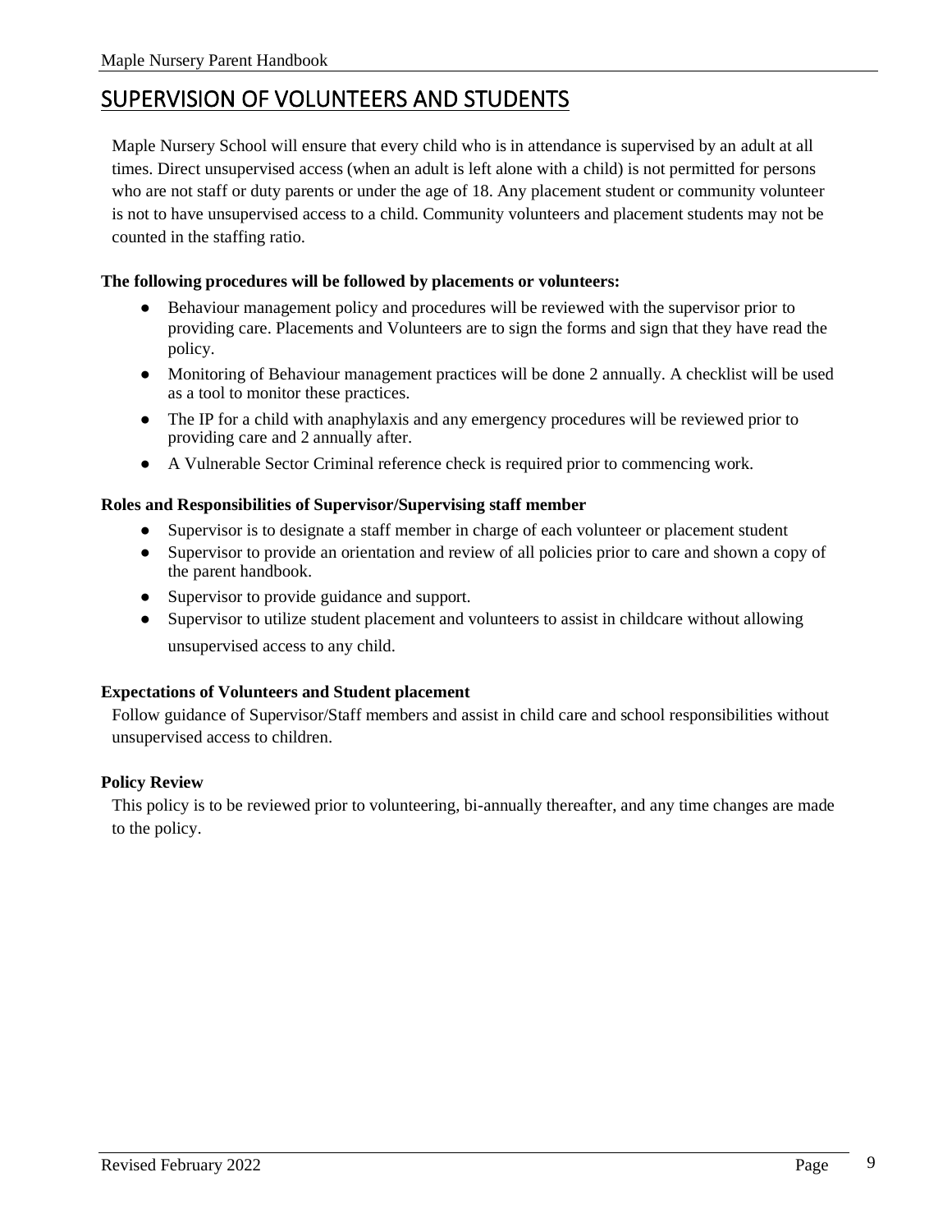## SUPERVISION OF VOLUNTEERS AND STUDENTS

Maple Nursery School will ensure that every child who is in attendance is supervised by an adult at all times. Direct unsupervised access (when an adult is left alone with a child) is not permitted for persons who are not staff or duty parents or under the age of 18. Any placement student or community volunteer is not to have unsupervised access to a child. Community volunteers and placement students may not be counted in the staffing ratio.

**The following procedures will be followed by placements or volunteers:**

- Behaviour management policy and procedures will be reviewed with the supervisor prior to providing care. Placements and Volunteers are to sign the forms and sign that they have read the policy.
- Monitoring of Behaviour management practices will be done 2 annually. A checklist will be used as a tool to monitor these practices.
- The IP for a child with anaphylaxis and any emergency procedures will be reviewed prior to providing care and 2 annually after.
- A Vulnerable Sector Criminal reference check is required prior to commencing work.

**Roles and Responsibilities of Supervisor/Supervising staff member**

- Supervisor is to designate a staff member in charge of each volunteer or placement student
- Supervisor to provide an orientation and review of all policies prior to care and shown a copy of the parent handbook.
- Supervisor to provide guidance and support.
- Supervisor to utilize student placement and volunteers to assist in childcare without allowing unsupervised access to any child.

**Expectations of Volunteers and Student placement**

Follow guidance of Supervisor/Staff members and assist in child care and school responsibilities without unsupervised access to children.

**Policy Review**

This policy is to be reviewed prior to volunteering, bi-annually thereafter, and any time changes are made to the policy.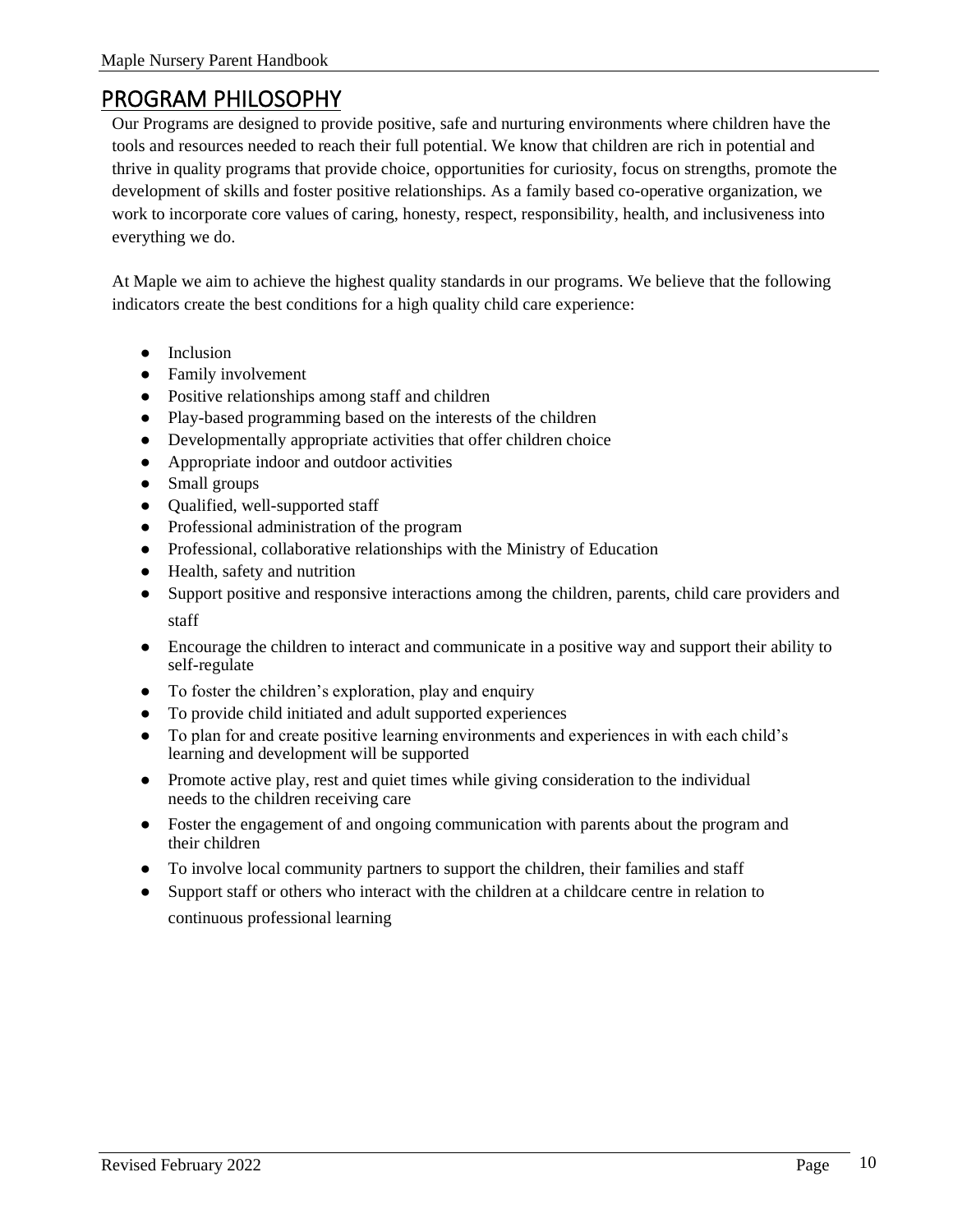# PROGRAM PHILOSOPHY

Our Programs are designed to provide positive, safe and nurturing environments where children have the tools and resources needed to reach their full potential. We know that children are rich in potential and thrive in quality programs that provide choice, opportunities for curiosity, focus on strengths, promote the development of skills and foster positive relationships. As a family based co-operative organization, we work to incorporate core values of caring, honesty, respect, responsibility, health, and inclusiveness into everything we do.

At Maple we aim to achieve the highest quality standards in our programs. We believe that the following indicators create the best conditions for a high quality child care experience:

- Inclusion
- Family involvement
- Positive relationships among staff and children
- Play-based programming based on the interests of the children
- Developmentally appropriate activities that offer children choice
- Appropriate indoor and outdoor activities
- Small groups
- Qualified, well-supported staff
- Professional administration of the program
- Professional, collaborative relationships with the Ministry of Education
- Health, safety and nutrition
- Support positive and responsive interactions among the children, parents, child care providers and staff
- Encourage the children to interact and communicate in a positive way and support their ability to self-regulate
- To foster the children's exploration, play and enquiry
- To provide child initiated and adult supported experiences
- To plan for and create positive learning environments and experiences in with each child's learning and development will be supported
- Promote active play, rest and quiet times while giving consideration to the individual needs to the children receiving care
- Foster the engagement of and ongoing communication with parents about the program and their children
- To involve local community partners to support the children, their families and staff
- Support staff or others who interact with the children at a childcare centre in relation to continuous professional learning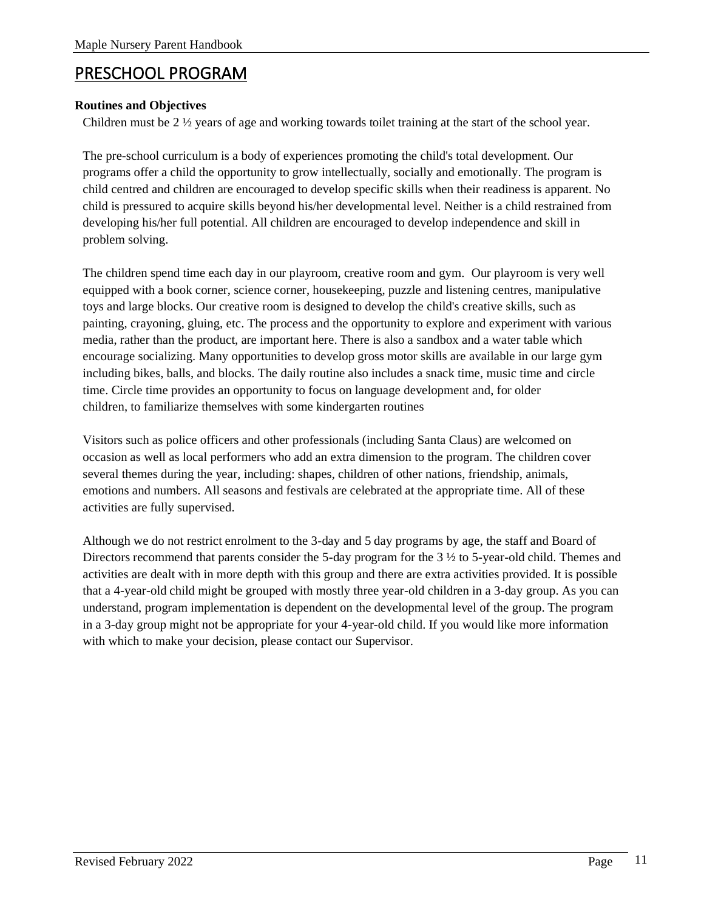# PRESCHOOL PROGRAM

**Routines and Objectives**

Children must be 2 ½ years of age and working towards toilet training at the start of the school year.

The pre-school curriculum is a body of experiences promoting the child's total development. Our programs offer a child the opportunity to grow intellectually, socially and emotionally. The program is child centred and children are encouraged to develop specific skills when their readiness is apparent. No child is pressured to acquire skills beyond his/her developmental level. Neither is a child restrained from developing his/her full potential. All children are encouraged to develop independence and skill in problem solving.

The children spend time each day in our playroom, creative room and gym. Our playroom is very well equipped with a book corner, science corner, housekeeping, puzzle and listening centres, manipulative toys and large blocks. Our creative room is designed to develop the child's creative skills, such as painting, crayoning, gluing, etc. The process and the opportunity to explore and experiment with various media, rather than the product, are important here. There is also a sandbox and a water table which encourage socializing. Many opportunities to develop gross motor skills are available in our large gym including bikes, balls, and blocks. The daily routine also includes a snack time, music time and circle time. Circle time provides an opportunity to focus on language development and, for older children, to familiarize themselves with some kindergarten routines

Visitors such as police officers and other professionals (including Santa Claus) are welcomed on occasion as well as local performers who add an extra dimension to the program. The children cover several themes during the year, including: shapes, children of other nations, friendship, animals, emotions and numbers. All seasons and festivals are celebrated at the appropriate time. All of these activities are fully supervised.

Although we do not restrict enrolment to the 3-day and 5 day programs by age, the staff and Board of Directors recommend that parents consider the 5-day program for the 3 ½ to 5-year-old child. Themes and activities are dealt with in more depth with this group and there are extra activities provided. It is possible that a 4-year-old child might be grouped with mostly three year-old children in a 3-day group. As you can understand, program implementation is dependent on the developmental level of the group. The program in a 3-day group might not be appropriate for your 4-year-old child. If you would like more information with which to make your decision, please contact our Supervisor.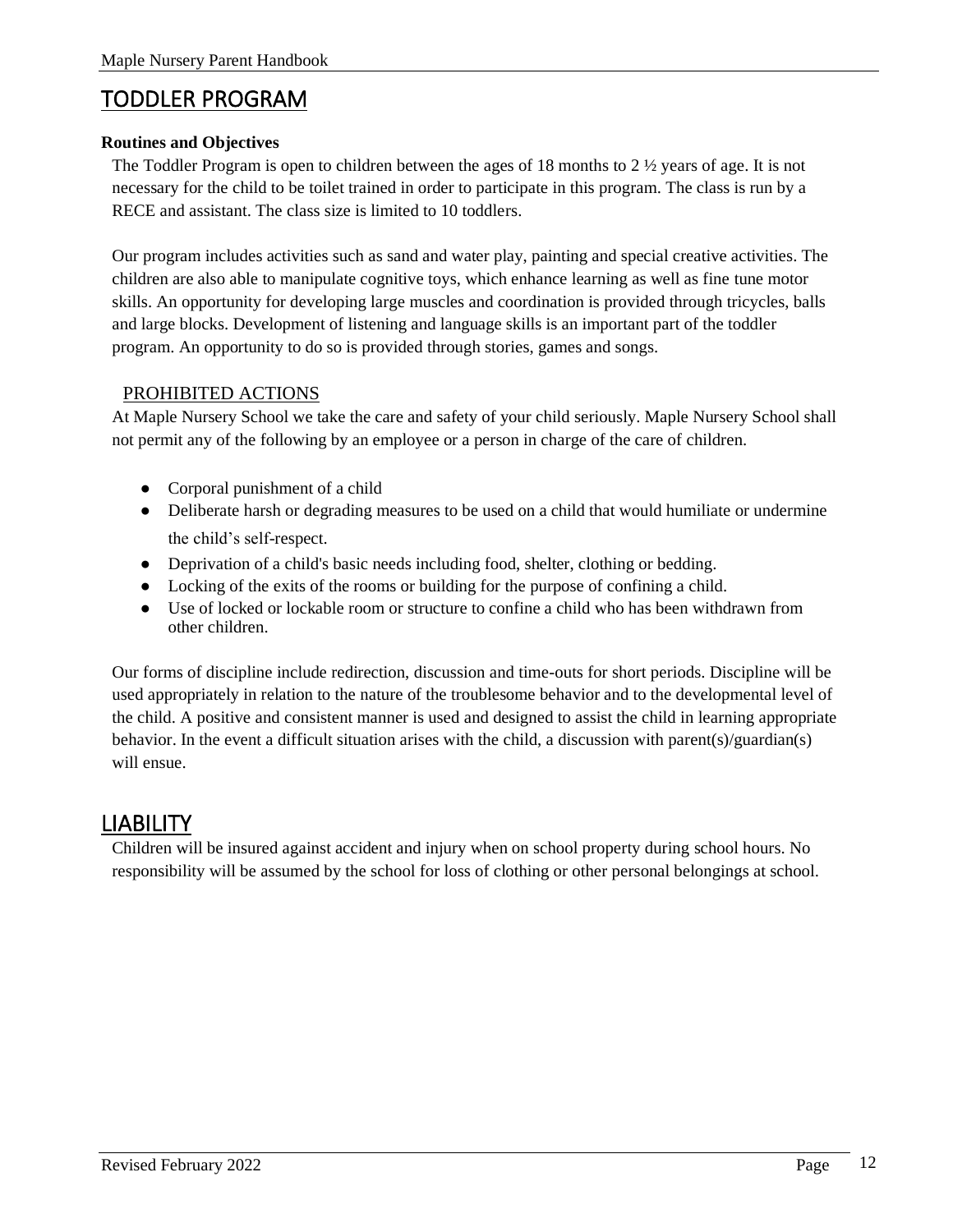# TODDLER PROGRAM

**Routines and Objectives**

The Toddler Program is open to children between the ages of 18 months to 2 ½ years of age. It is not necessary for the child to be toilet trained in order to participate in this program. The class is run by a RECE and assistant. The class size is limited to 10 toddlers.

Our program includes activities such as sand and water play, painting and special creative activities. The children are also able to manipulate cognitive toys, which enhance learning as well as fine tune motor skills. An opportunity for developing large muscles and coordination is provided through tricycles, balls and large blocks. Development of listening and language skills is an important part of the toddler program. An opportunity to do so is provided through stories, games and songs.

## PROHIBITED ACTIONS

At Maple Nursery School we take the care and safety of your child seriously. Maple Nursery School shall not permit any of the following by an employee or a person in charge of the care of children.

- Corporal punishment of a child
- Deliberate harsh or degrading measures to be used on a child that would humiliate or undermine the child's self-respect.
- Deprivation of a child's basic needs including food, shelter, clothing or bedding.
- Locking of the exits of the rooms or building for the purpose of confining a child.
- Use of locked or lockable room or structure to confine a child who has been withdrawn from other children.

Our forms of discipline include redirection, discussion and time-outs for short periods. Discipline will be used appropriately in relation to the nature of the troublesome behavior and to the developmental level of the child. A positive and consistent manner is used and designed to assist the child in learning appropriate behavior. In the event a difficult situation arises with the child, a discussion with parent(s)/guardian(s) will ensue.

# LIABILITY

Children will be insured against accident and injury when on school property during school hours. No responsibility will be assumed by the school for loss of clothing or other personal belongings at school.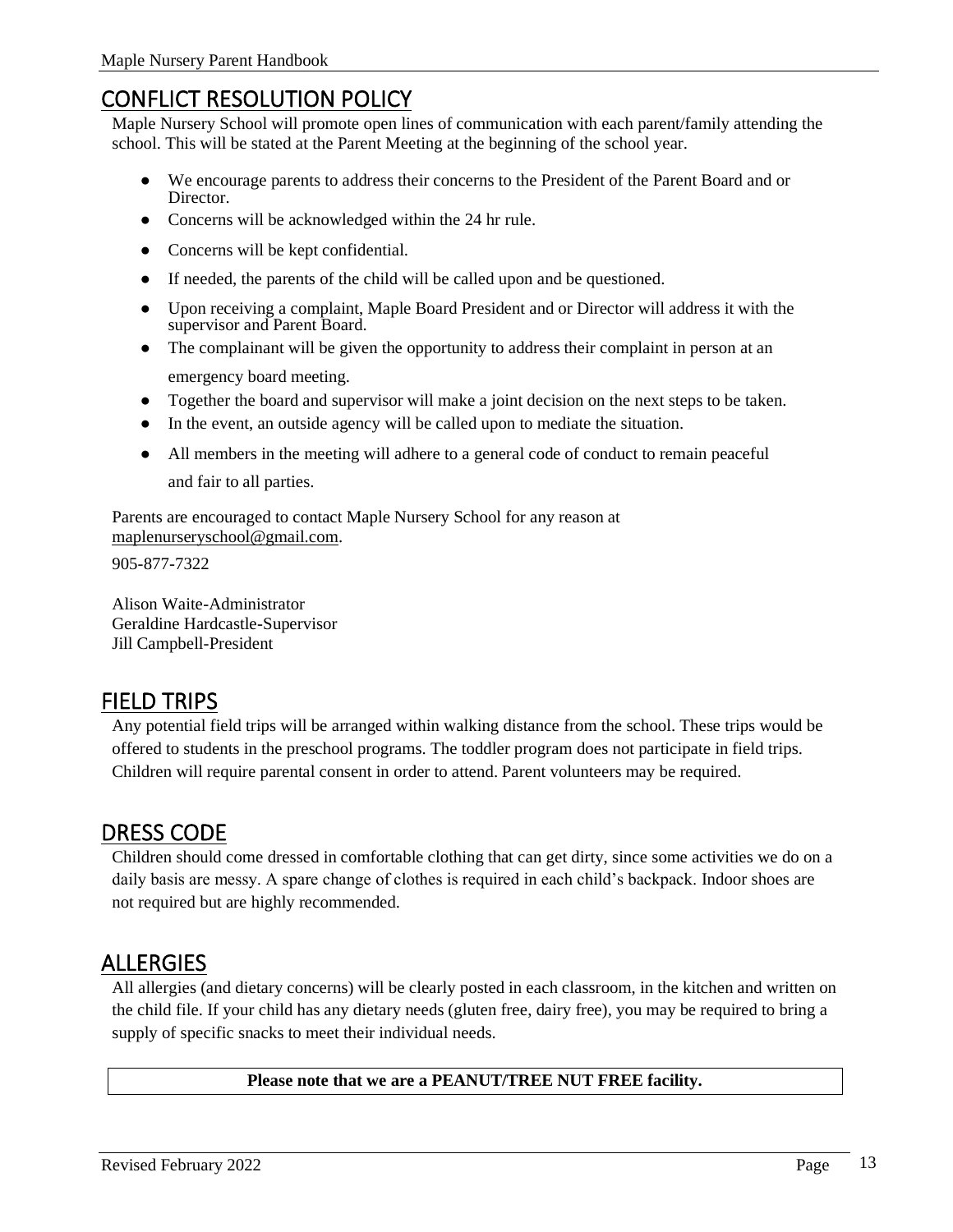## CONFLICT RESOLUTION POLICY

Maple Nursery School will promote open lines of communication with each parent/family attending the school. This will be stated at the Parent Meeting at the beginning of the school year.

- We encourage parents to address their concerns to the President of the Parent Board and or Director.
- Concerns will be acknowledged within the 24 hr rule.
- Concerns will be kept confidential.
- If needed, the parents of the child will be called upon and be questioned.
- Upon receiving a complaint, Maple Board President and or Director will address it with the supervisor and Parent Board.
- The complainant will be given the opportunity to address their complaint in person at an emergency board meeting.
- Together the board and supervisor will make a joint decision on the next steps to be taken.
- In the event, an outside agency will be called upon to mediate the situation.
- All members in the meeting will adhere to a general code of conduct to remain peaceful and fair to all parties.

Parents are encouraged to contact Maple Nursery School for any reason at maplenurseryschool@gmail.com.

905-877-7322

Alison Waite-Administrator
Geraldine Hardcastle-Supervisor
Jill Campbell-President

## FIELD TRIPS

Any potential field trips will be arranged within walking distance from the school. These trips would be offered to students in the preschool programs. The toddler program does not participate in field trips. Children will require parental consent in order to attend. Parent volunteers may be required.

## DRESS CODE

Children should come dressed in comfortable clothing that can get dirty, since some activities we do on a daily basis are messy. A spare change of clothes is required in each child's backpack. Indoor shoes are not required but are highly recommended.

## ALLERGIES

All allergies (and dietary concerns) will be clearly posted in each classroom, in the kitchen and written on the child file. If your child has any dietary needs (gluten free, dairy free), you may be required to bring a supply of specific snacks to meet their individual needs.

**Please note that we are a PEANUT/TREE NUT FREE facility.**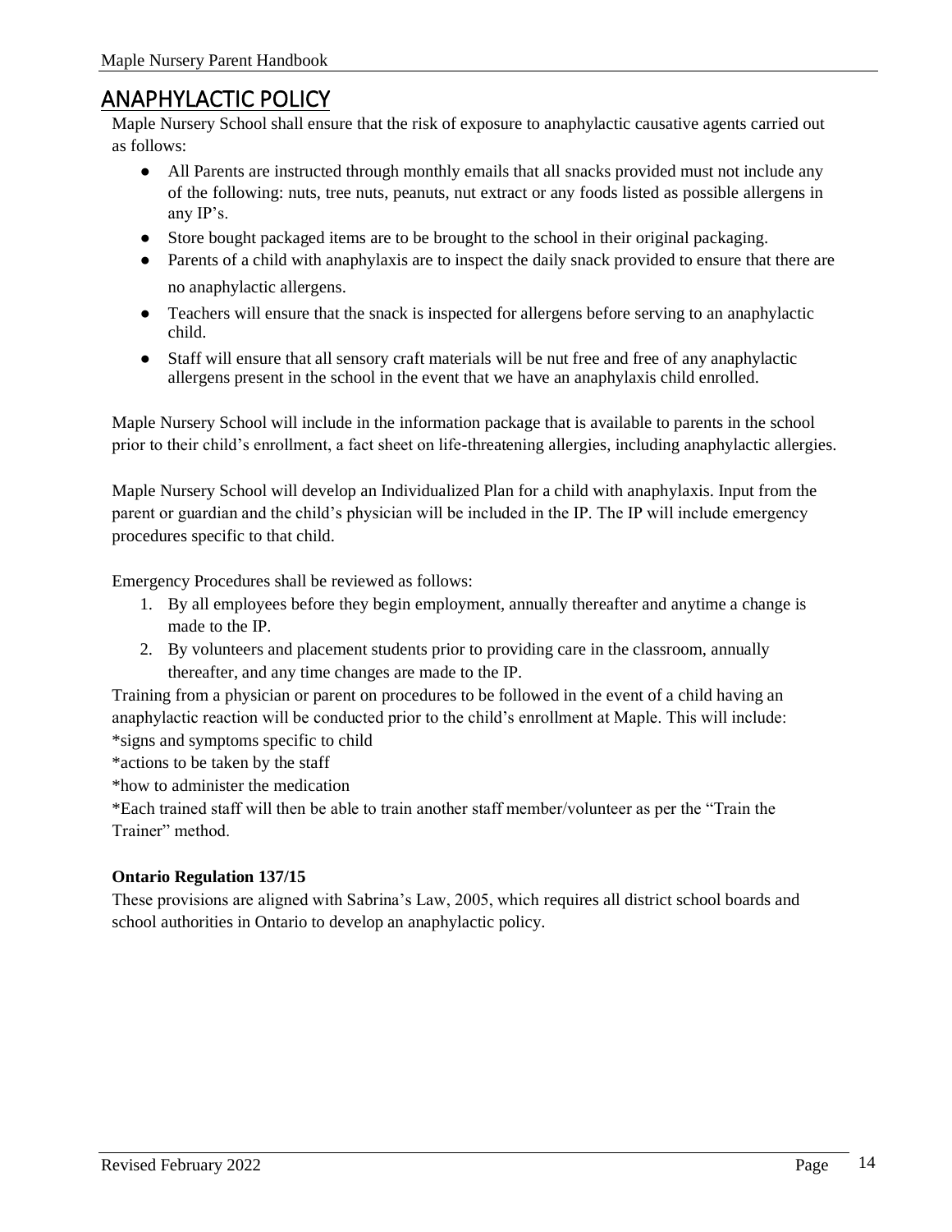# ANAPHYLACTIC POLICY

Maple Nursery School shall ensure that the risk of exposure to anaphylactic causative agents carried out as follows:

- All Parents are instructed through monthly emails that all snacks provided must not include any of the following: nuts, tree nuts, peanuts, nut extract or any foods listed as possible allergens in any IP's.
- Store bought packaged items are to be brought to the school in their original packaging.
- Parents of a child with anaphylaxis are to inspect the daily snack provided to ensure that there are no anaphylactic allergens.
- Teachers will ensure that the snack is inspected for allergens before serving to an anaphylactic child.
- Staff will ensure that all sensory craft materials will be nut free and free of any anaphylactic allergens present in the school in the event that we have an anaphylaxis child enrolled.

Maple Nursery School will include in the information package that is available to parents in the school prior to their child's enrollment, a fact sheet on life-threatening allergies, including anaphylactic allergies.

Maple Nursery School will develop an Individualized Plan for a child with anaphylaxis. Input from the parent or guardian and the child's physician will be included in the IP. The IP will include emergency procedures specific to that child.

Emergency Procedures shall be reviewed as follows:

1. By all employees before they begin employment, annually thereafter and anytime a change is made to the IP.
2. By volunteers and placement students prior to providing care in the classroom, annually thereafter, and any time changes are made to the IP.

Training from a physician or parent on procedures to be followed in the event of a child having an anaphylactic reaction will be conducted prior to the child's enrollment at Maple. This will include:
*signs and symptoms specific to child
*actions to be taken by the staff
*how to administer the medication
*Each trained staff will then be able to train another staff member/volunteer as per the "Train the Trainer" method.

**Ontario Regulation 137/15**

These provisions are aligned with Sabrina's Law, 2005, which requires all district school boards and school authorities in Ontario to develop an anaphylactic policy.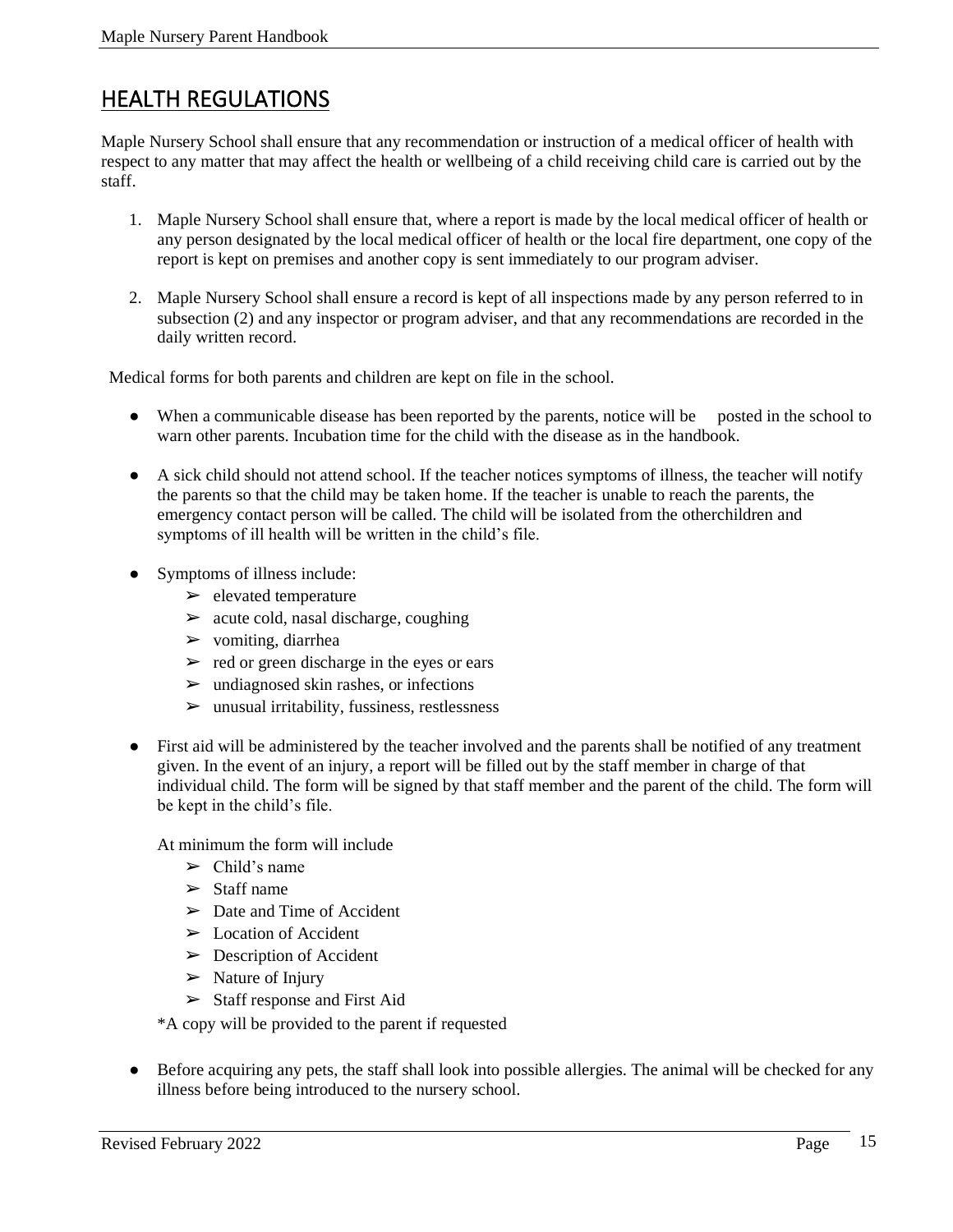## HEALTH REGULATIONS

Maple Nursery School shall ensure that any recommendation or instruction of a medical officer of health with respect to any matter that may affect the health or wellbeing of a child receiving child care is carried out by the staff.

1. Maple Nursery School shall ensure that, where a report is made by the local medical officer of health or any person designated by the local medical officer of health or the local fire department, one copy of the report is kept on premises and another copy is sent immediately to our program adviser.

2. Maple Nursery School shall ensure a record is kept of all inspections made by any person referred to in subsection (2) and any inspector or program adviser, and that any recommendations are recorded in the daily written record.

Medical forms for both parents and children are kept on file in the school.

- When a communicable disease has been reported by the parents, notice will be posted in the school to warn other parents. Incubation time for the child with the disease as in the handbook.

- A sick child should not attend school. If the teacher notices symptoms of illness, the teacher will notify the parents so that the child may be taken home. If the teacher is unable to reach the parents, the emergency contact person will be called. The child will be isolated from the otherchildren and symptoms of ill health will be written in the child's file.

- Symptoms of illness include:
  - elevated temperature
  - acute cold, nasal discharge, coughing
  - vomiting, diarrhea
  - red or green discharge in the eyes or ears
  - undiagnosed skin rashes, or infections
  - unusual irritability, fussiness, restlessness

- First aid will be administered by the teacher involved and the parents shall be notified of any treatment given. In the event of an injury, a report will be filled out by the staff member in charge of that individual child. The form will be signed by that staff member and the parent of the child. The form will be kept in the child's file.

  At minimum the form will include
  - Child's name
  - Staff name
  - Date and Time of Accident
  - Location of Accident
  - Description of Accident
  - Nature of Injury
  - Staff response and First Aid

  *A copy will be provided to the parent if requested

- Before acquiring any pets, the staff shall look into possible allergies. The animal will be checked for any illness before being introduced to the nursery school.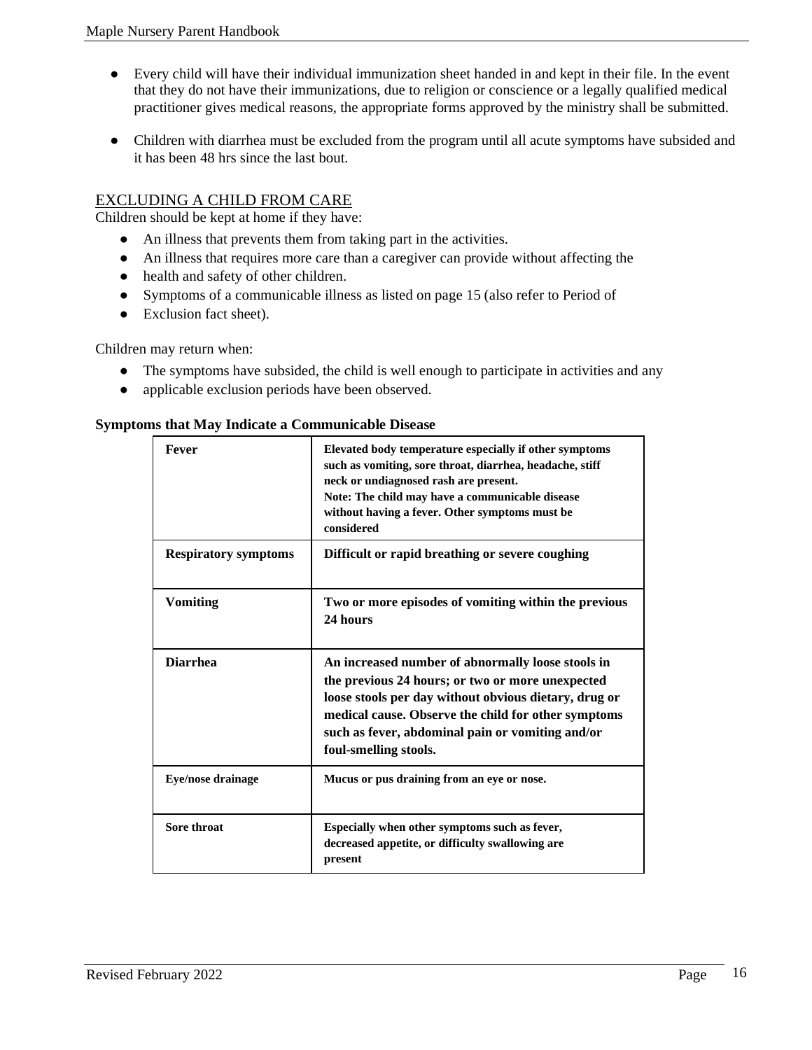- Every child will have their individual immunization sheet handed in and kept in their file. In the event that they do not have their immunizations, due to religion or conscience or a legally qualified medical practitioner gives medical reasons, the appropriate forms approved by the ministry shall be submitted.

- Children with diarrhea must be excluded from the program until all acute symptoms have subsided and it has been 48 hrs since the last bout.

## EXCLUDING A CHILD FROM CARE

Children should be kept at home if they have:

- An illness that prevents them from taking part in the activities.
- An illness that requires more care than a caregiver can provide without affecting the
- health and safety of other children.
- Symptoms of a communicable illness as listed on page 15 (also refer to Period of
- Exclusion fact sheet).

Children may return when:

- The symptoms have subsided, the child is well enough to participate in activities and any
- applicable exclusion periods have been observed.

**Symptoms that May Indicate a Communicable Disease**

| Fever | Elevated body temperature especially if other symptoms such as vomiting, sore throat, diarrhea, headache, stiff neck or undiagnosed rash are present.<br>Note: The child may have a communicable disease without having a fever. Other symptoms must be considered |
|---|---|
| **Respiratory symptoms** | **Difficult or rapid breathing or severe coughing** |
| **Vomiting** | **Two or more episodes of vomiting within the previous 24 hours** |
| **Diarrhea** | **An increased number of abnormally loose stools in the previous 24 hours; or two or more unexpected loose stools per day without obvious dietary, drug or medical cause. Observe the child for other symptoms such as fever, abdominal pain or vomiting and/or foul-smelling stools.** |
| **Eye/nose drainage** | **Mucus or pus draining from an eye or nose.** |
| **Sore throat** | **Especially when other symptoms such as fever, decreased appetite, or difficulty swallowing are present** |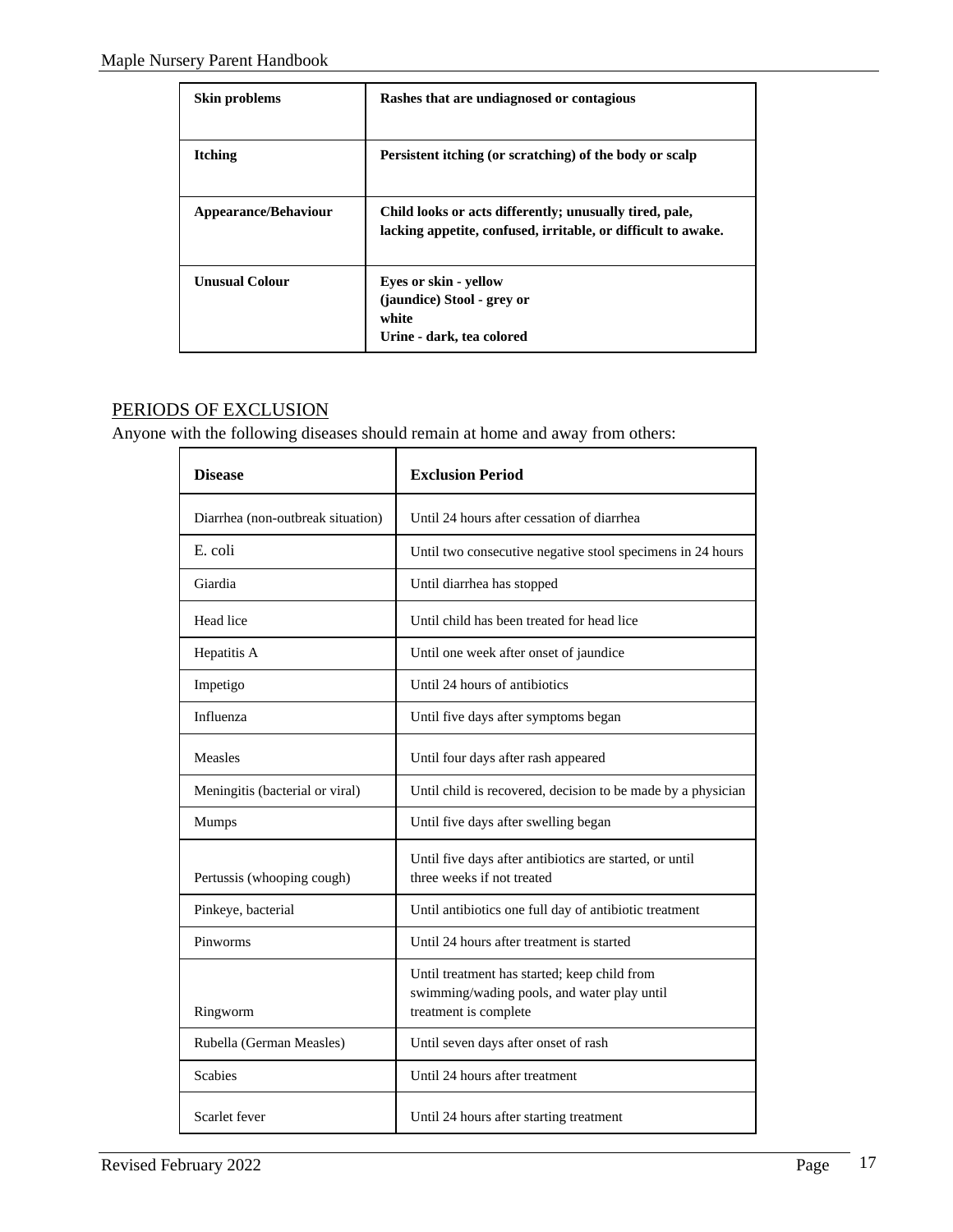| **Skin problems** | **Rashes that are undiagnosed or contagious** |
|---|---|
| **Itching** | **Persistent itching (or scratching) of the body or scalp** |
| **Appearance/Behaviour** | **Child looks or acts differently; unusually tired, pale, lacking appetite, confused, irritable, or difficult to awake.** |
| **Unusual Colour** | **Eyes or skin - yellow (jaundice) Stool - grey or white Urine - dark, tea colored** |

## PERIODS OF EXCLUSION

Anyone with the following diseases should remain at home and away from others:

| **Disease** | **Exclusion Period** |
|---|---|
| Diarrhea (non-outbreak situation) | Until 24 hours after cessation of diarrhea |
| E. coli | Until two consecutive negative stool specimens in 24 hours |
| Giardia | Until diarrhea has stopped |
| Head lice | Until child has been treated for head lice |
| Hepatitis A | Until one week after onset of jaundice |
| Impetigo | Until 24 hours of antibiotics |
| Influenza | Until five days after symptoms began |
| Measles | Until four days after rash appeared |
| Meningitis (bacterial or viral) | Until child is recovered, decision to be made by a physician |
| Mumps | Until five days after swelling began |
| Pertussis (whooping cough) | Until five days after antibiotics are started, or until three weeks if not treated |
| Pinkeye, bacterial | Until antibiotics one full day of antibiotic treatment |
| Pinworms | Until 24 hours after treatment is started |
| Ringworm | Until treatment has started; keep child from swimming/wading pools, and water play until treatment is complete |
| Rubella (German Measles) | Until seven days after onset of rash |
| Scabies | Until 24 hours after treatment |
| Scarlet fever | Until 24 hours after starting treatment |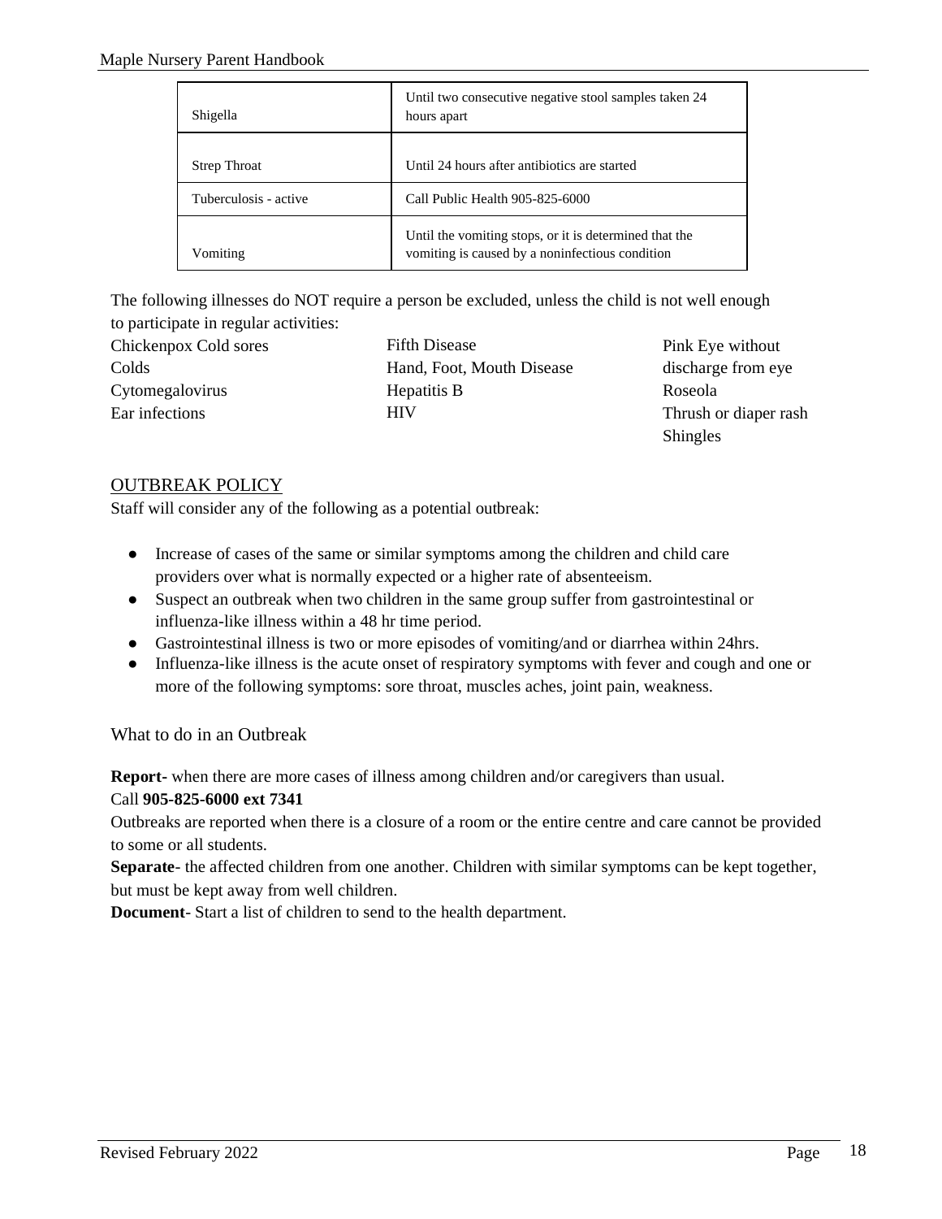| | |
|---|---|
| Shigella | Until two consecutive negative stool samples taken 24 hours apart |
| Strep Throat | Until 24 hours after antibiotics are started |
| Tuberculosis - active | Call Public Health 905-825-6000 |
| Vomiting | Until the vomiting stops, or it is determined that the vomiting is caused by a noninfectious condition |

The following illnesses do NOT require a person be excluded, unless the child is not well enough to participate in regular activities:

Chickenpox Cold sores
Colds
Cytomegalovirus
Ear infections
Fifth Disease
Hand, Foot, Mouth Disease
Hepatitis B
HIV
Pink Eye without discharge from eye
Roseola
Thrush or diaper rash
Shingles

## OUTBREAK POLICY

Staff will consider any of the following as a potential outbreak:

- Increase of cases of the same or similar symptoms among the children and child care providers over what is normally expected or a higher rate of absenteeism.
- Suspect an outbreak when two children in the same group suffer from gastrointestinal or influenza-like illness within a 48 hr time period.
- Gastrointestinal illness is two or more episodes of vomiting/and or diarrhea within 24hrs.
- Influenza-like illness is the acute onset of respiratory symptoms with fever and cough and one or more of the following symptoms: sore throat, muscles aches, joint pain, weakness.

### What to do in an Outbreak

**Report**- when there are more cases of illness among children and/or caregivers than usual.
Call **905-825-6000 ext 7341**
Outbreaks are reported when there is a closure of a room or the entire centre and care cannot be provided to some or all students.
**Separate**- the affected children from one another. Children with similar symptoms can be kept together, but must be kept away from well children.
**Document**- Start a list of children to send to the health department.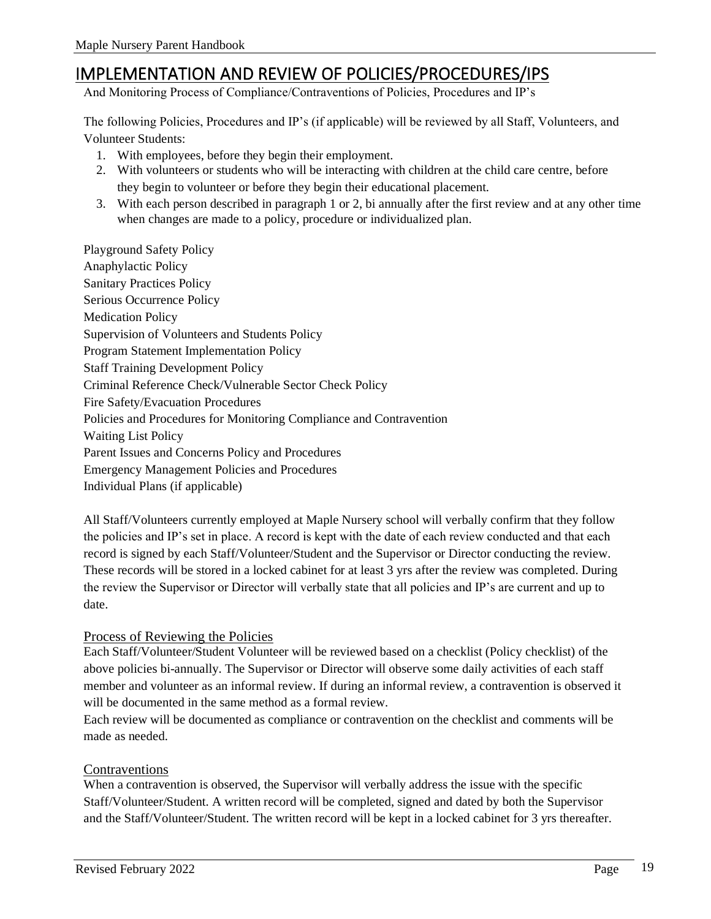# IMPLEMENTATION AND REVIEW OF POLICIES/PROCEDURES/IPS

And Monitoring Process of Compliance/Contraventions of Policies, Procedures and IP's

The following Policies, Procedures and IP's (if applicable) will be reviewed by all Staff, Volunteers, and Volunteer Students:

1. With employees, before they begin their employment.
2. With volunteers or students who will be interacting with children at the child care centre, before they begin to volunteer or before they begin their educational placement.
3. With each person described in paragraph 1 or 2, bi annually after the first review and at any other time when changes are made to a policy, procedure or individualized plan.

Playground Safety Policy
Anaphylactic Policy
Sanitary Practices Policy
Serious Occurrence Policy
Medication Policy
Supervision of Volunteers and Students Policy
Program Statement Implementation Policy
Staff Training Development Policy
Criminal Reference Check/Vulnerable Sector Check Policy
Fire Safety/Evacuation Procedures
Policies and Procedures for Monitoring Compliance and Contravention
Waiting List Policy
Parent Issues and Concerns Policy and Procedures
Emergency Management Policies and Procedures
Individual Plans (if applicable)

All Staff/Volunteers currently employed at Maple Nursery school will verbally confirm that they follow the policies and IP's set in place. A record is kept with the date of each review conducted and that each record is signed by each Staff/Volunteer/Student and the Supervisor or Director conducting the review. These records will be stored in a locked cabinet for at least 3 yrs after the review was completed. During the review the Supervisor or Director will verbally state that all policies and IP's are current and up to date.

## Process of Reviewing the Policies

Each Staff/Volunteer/Student Volunteer will be reviewed based on a checklist (Policy checklist) of the above policies bi-annually. The Supervisor or Director will observe some daily activities of each staff member and volunteer as an informal review. If during an informal review, a contravention is observed it will be documented in the same method as a formal review.

Each review will be documented as compliance or contravention on the checklist and comments will be made as needed.

## Contraventions

When a contravention is observed, the Supervisor will verbally address the issue with the specific Staff/Volunteer/Student. A written record will be completed, signed and dated by both the Supervisor and the Staff/Volunteer/Student. The written record will be kept in a locked cabinet for 3 yrs thereafter.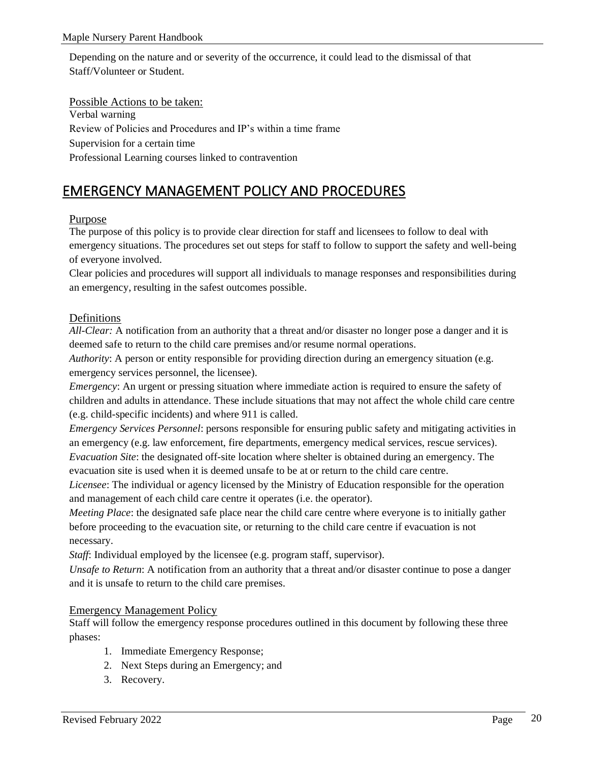Depending on the nature and or severity of the occurrence, it could lead to the dismissal of that Staff/Volunteer or Student.

### Possible Actions to be taken:

Verbal warning
Review of Policies and Procedures and IP's within a time frame
Supervision for a certain time
Professional Learning courses linked to contravention

## EMERGENCY MANAGEMENT POLICY AND PROCEDURES

### Purpose

The purpose of this policy is to provide clear direction for staff and licensees to follow to deal with emergency situations. The procedures set out steps for staff to follow to support the safety and well-being of everyone involved.
Clear policies and procedures will support all individuals to manage responses and responsibilities during an emergency, resulting in the safest outcomes possible.

### Definitions

*All-Clear:* A notification from an authority that a threat and/or disaster no longer pose a danger and it is deemed safe to return to the child care premises and/or resume normal operations.
*Authority*: A person or entity responsible for providing direction during an emergency situation (e.g. emergency services personnel, the licensee).
*Emergency*: An urgent or pressing situation where immediate action is required to ensure the safety of children and adults in attendance. These include situations that may not affect the whole child care centre (e.g. child-specific incidents) and where 911 is called.
*Emergency Services Personnel*: persons responsible for ensuring public safety and mitigating activities in an emergency (e.g. law enforcement, fire departments, emergency medical services, rescue services).
*Evacuation Site*: the designated off-site location where shelter is obtained during an emergency. The evacuation site is used when it is deemed unsafe to be at or return to the child care centre.
*Licensee*: The individual or agency licensed by the Ministry of Education responsible for the operation and management of each child care centre it operates (i.e. the operator).
*Meeting Place*: the designated safe place near the child care centre where everyone is to initially gather before proceeding to the evacuation site, or returning to the child care centre if evacuation is not necessary.
*Staff*: Individual employed by the licensee (e.g. program staff, supervisor).
*Unsafe to Return*: A notification from an authority that a threat and/or disaster continue to pose a danger and it is unsafe to return to the child care premises.

### Emergency Management Policy

Staff will follow the emergency response procedures outlined in this document by following these three phases:

1. Immediate Emergency Response;
2. Next Steps during an Emergency; and
3. Recovery.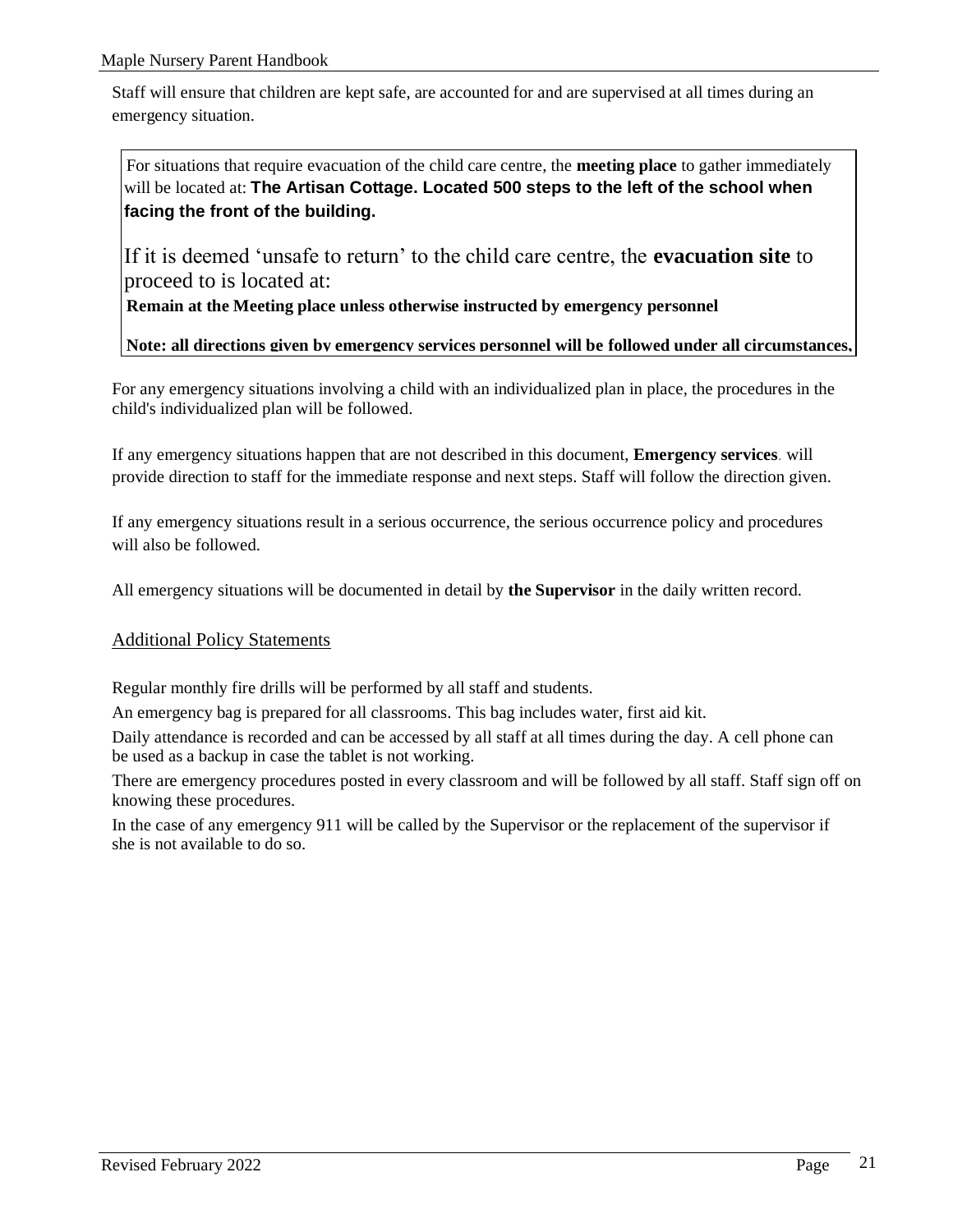Staff will ensure that children are kept safe, are accounted for and are supervised at all times during an emergency situation.

For situations that require evacuation of the child care centre, the **meeting place** to gather immediately will be located at: **The Artisan Cottage. Located 500 steps to the left of the school when facing the front of the building.**

If it is deemed 'unsafe to return' to the child care centre, the **evacuation site** to proceed to is located at:
**Remain at the Meeting place unless otherwise instructed by emergency personnel**

**Note: all directions given by emergency services personnel will be followed under all circumstances,**

For any emergency situations involving a child with an individualized plan in place, the procedures in the child's individualized plan will be followed.

If any emergency situations happen that are not described in this document, **Emergency services**. will provide direction to staff for the immediate response and next steps. Staff will follow the direction given.

If any emergency situations result in a serious occurrence, the serious occurrence policy and procedures will also be followed.

All emergency situations will be documented in detail by **the Supervisor** in the daily written record.

## Additional Policy Statements

Regular monthly fire drills will be performed by all staff and students.

An emergency bag is prepared for all classrooms. This bag includes water, first aid kit.

Daily attendance is recorded and can be accessed by all staff at all times during the day. A cell phone can be used as a backup in case the tablet is not working.

There are emergency procedures posted in every classroom and will be followed by all staff. Staff sign off on knowing these procedures.

In the case of any emergency 911 will be called by the Supervisor or the replacement of the supervisor if she is not available to do so.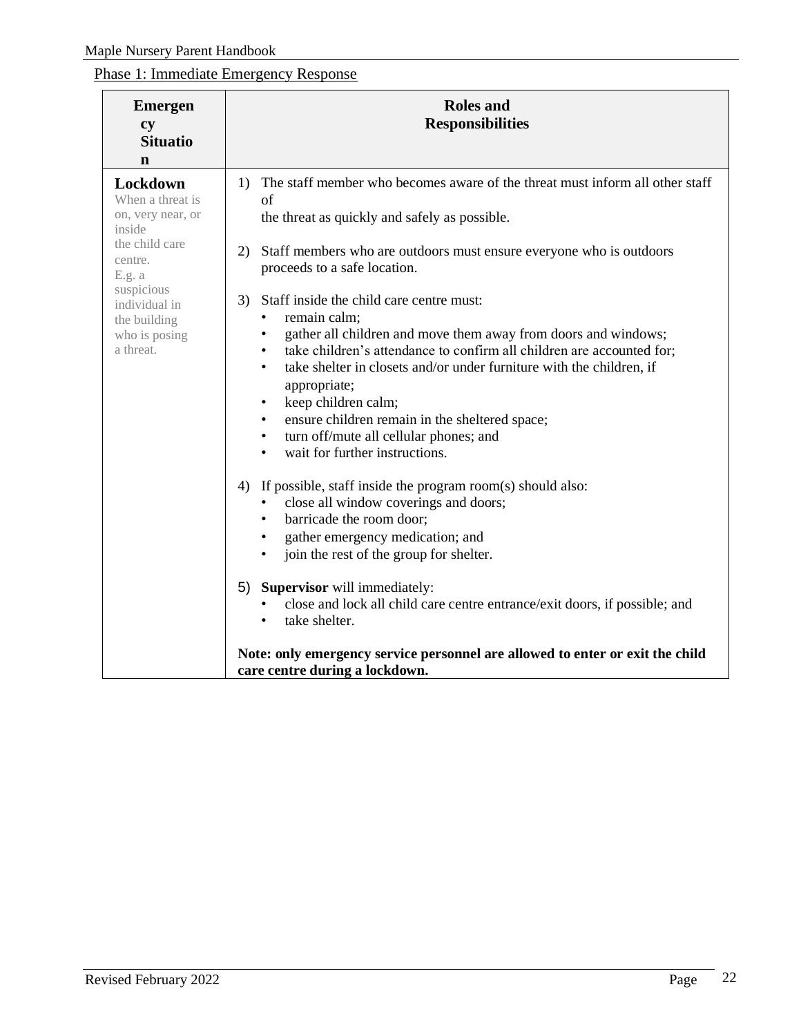Phase 1: Immediate Emergency Response

| Emergency Situation | Roles and Responsibilities |
| --- | --- |
| **Lockdown**<br>When a threat is on, very near, or inside the child care centre.<br>E.g. a suspicious individual in the building who is posing a threat. | 1) The staff member who becomes aware of the threat must inform all other staff of the threat as quickly and safely as possible.<br><br>2) Staff members who are outdoors must ensure everyone who is outdoors proceeds to a safe location.<br><br>3) Staff inside the child care centre must:<br>• remain calm;<br>• gather all children and move them away from doors and windows;<br>• take children's attendance to confirm all children are accounted for;<br>• take shelter in closets and/or under furniture with the children, if appropriate;<br>• keep children calm;<br>• ensure children remain in the sheltered space;<br>• turn off/mute all cellular phones; and<br>• wait for further instructions.<br><br>4) If possible, staff inside the program room(s) should also:<br>• close all window coverings and doors;<br>• barricade the room door;<br>• gather emergency medication; and<br>• join the rest of the group for shelter.<br><br>5) **Supervisor** will immediately:<br>• close and lock all child care centre entrance/exit doors, if possible; and<br>• take shelter.<br><br>**Note: only emergency service personnel are allowed to enter or exit the child care centre during a lockdown.** |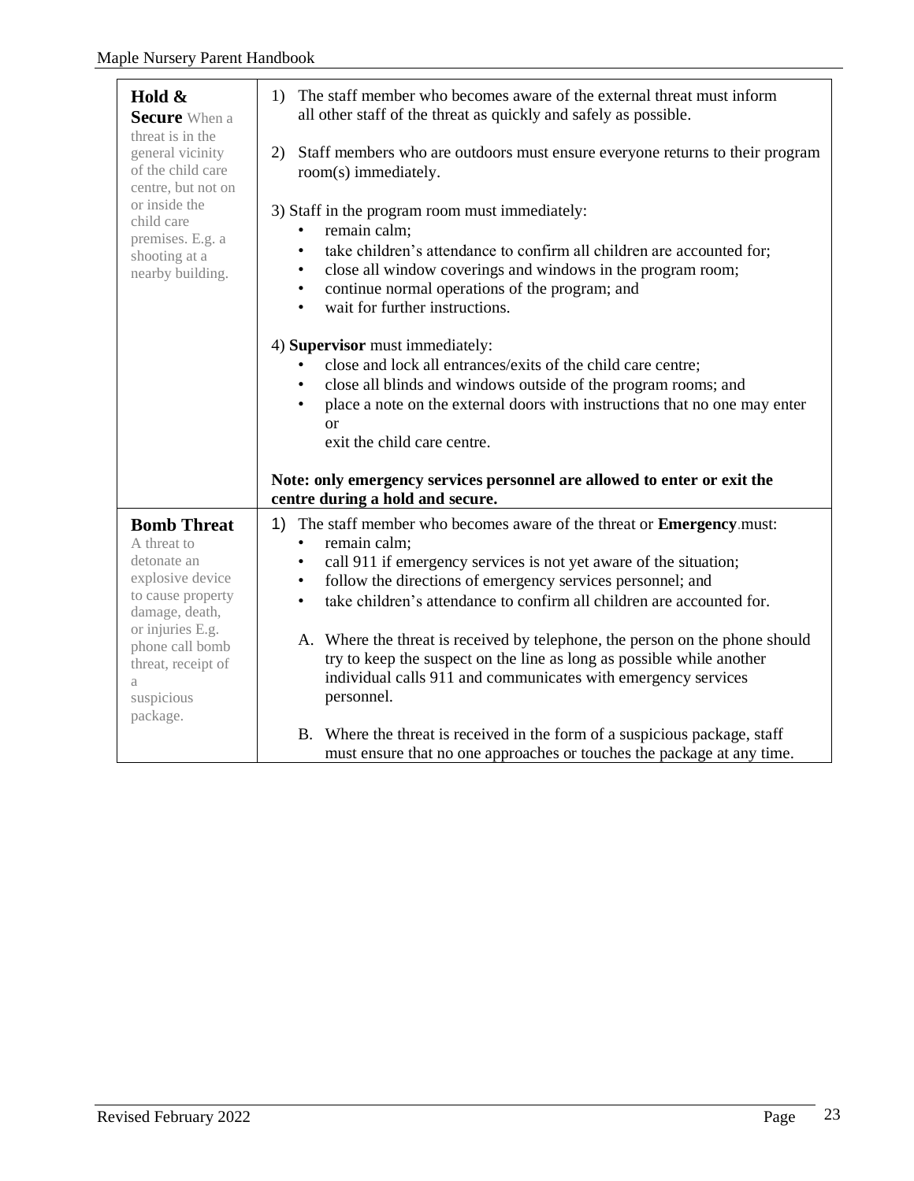| | |
|---|---|
| **Hold & Secure** When a threat is in the general vicinity of the child care centre, but not on or inside the child care premises. E.g. a shooting at a nearby building. | 1) The staff member who becomes aware of the external threat must inform all other staff of the threat as quickly and safely as possible.<br><br>2) Staff members who are outdoors must ensure everyone returns to their program room(s) immediately.<br><br>3) Staff in the program room must immediately:<br>• remain calm;<br>• take children's attendance to confirm all children are accounted for;<br>• close all window coverings and windows in the program room;<br>• continue normal operations of the program; and<br>• wait for further instructions.<br><br>4) **Supervisor** must immediately:<br>• close and lock all entrances/exits of the child care centre;<br>• close all blinds and windows outside of the program rooms; and<br>• place a note on the external doors with instructions that no one may enter or exit the child care centre.<br><br>**Note: only emergency services personnel are allowed to enter or exit the centre during a hold and secure.** |
| **Bomb Threat** A threat to detonate an explosive device to cause property damage, death, or injuries E.g. phone call bomb threat, receipt of a suspicious package. | 1) The staff member who becomes aware of the threat or **Emergency**.must:<br>• remain calm;<br>• call 911 if emergency services is not yet aware of the situation;<br>• follow the directions of emergency services personnel; and<br>• take children's attendance to confirm all children are accounted for.<br><br>A. Where the threat is received by telephone, the person on the phone should try to keep the suspect on the line as long as possible while another individual calls 911 and communicates with emergency services personnel.<br><br>B. Where the threat is received in the form of a suspicious package, staff must ensure that no one approaches or touches the package at any time. |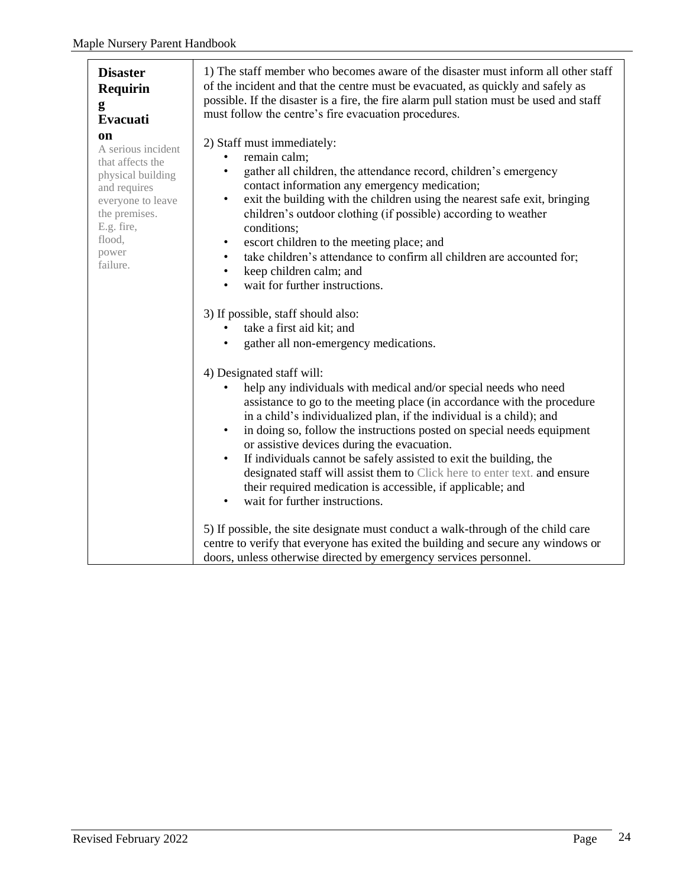| **Disaster Requiring Evacuation**<br>A serious incident that affects the physical building and requires everyone to leave the premises.<br>E.g. fire, flood, power failure. | 1) The staff member who becomes aware of the disaster must inform all other staff of the incident and that the centre must be evacuated, as quickly and safely as possible. If the disaster is a fire, the fire alarm pull station must be used and staff must follow the centre's fire evacuation procedures.<br><br>2) Staff must immediately:<br>• remain calm;<br>• gather all children, the attendance record, children's emergency contact information any emergency medication;<br>• exit the building with the children using the nearest safe exit, bringing children's outdoor clothing (if possible) according to weather conditions;<br>• escort children to the meeting place; and<br>• take children's attendance to confirm all children are accounted for;<br>• keep children calm; and<br>• wait for further instructions.<br><br>3) If possible, staff should also:<br>• take a first aid kit; and<br>• gather all non-emergency medications.<br><br>4) Designated staff will:<br>• help any individuals with medical and/or special needs who need assistance to go to the meeting place (in accordance with the procedure in a child's individualized plan, if the individual is a child); and<br>• in doing so, follow the instructions posted on special needs equipment or assistive devices during the evacuation.<br>• If individuals cannot be safely assisted to exit the building, the designated staff will assist them to Click here to enter text. and ensure their required medication is accessible, if applicable; and<br>• wait for further instructions.<br><br>5) If possible, the site designate must conduct a walk-through of the child care centre to verify that everyone has exited the building and secure any windows or doors, unless otherwise directed by emergency services personnel. |
|---|---|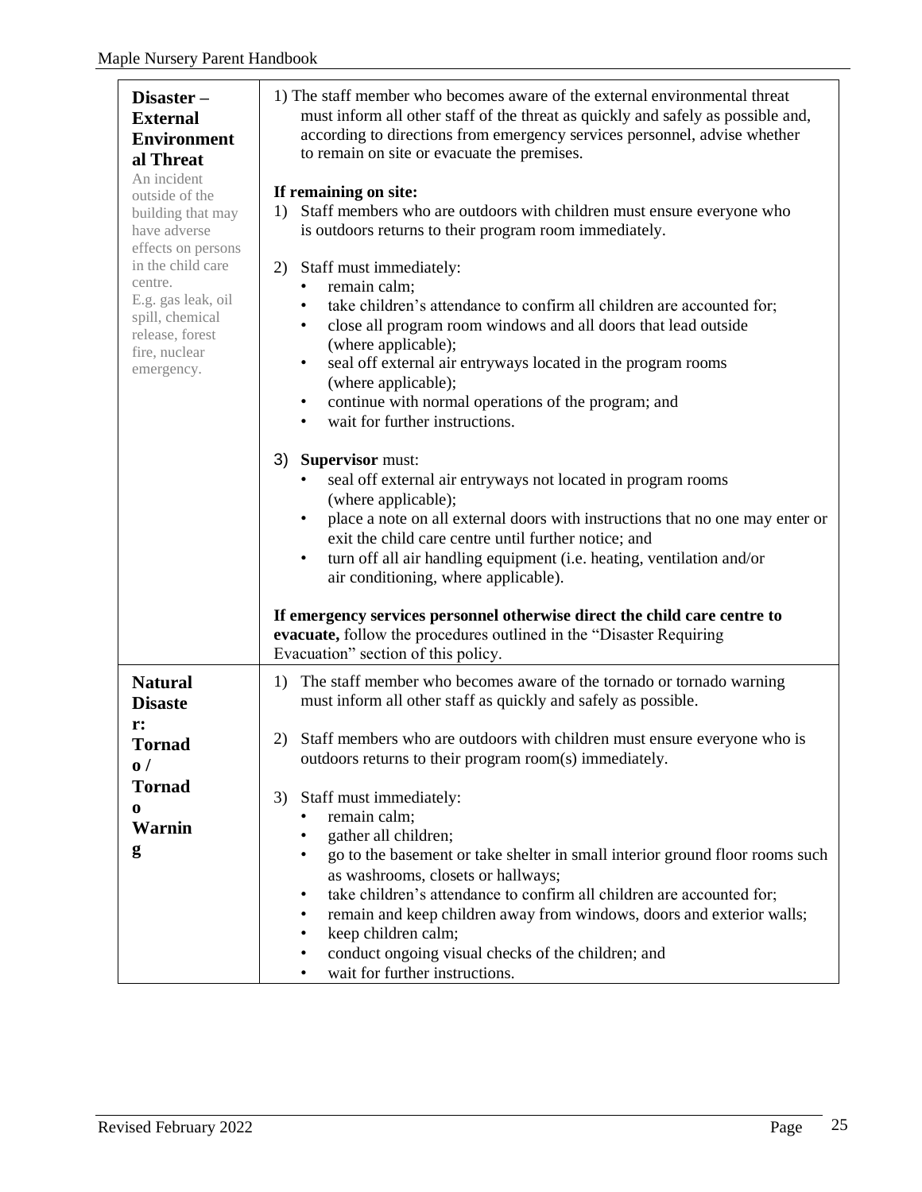| | |
|---|---|
| **Disaster – External Environmental Threat**<br>An incident outside of the building that may have adverse effects on persons in the child care centre.<br>E.g. gas leak, oil spill, chemical release, forest fire, nuclear emergency. | 1) The staff member who becomes aware of the external environmental threat must inform all other staff of the threat as quickly and safely as possible and, according to directions from emergency services personnel, advise whether to remain on site or evacuate the premises.<br><br>**If remaining on site:**<br>1) Staff members who are outdoors with children must ensure everyone who is outdoors returns to their program room immediately.<br><br>2) Staff must immediately:<br>• remain calm;<br>• take children's attendance to confirm all children are accounted for;<br>• close all program room windows and all doors that lead outside (where applicable);<br>• seal off external air entryways located in the program rooms (where applicable);<br>• continue with normal operations of the program; and<br>• wait for further instructions.<br><br>3) **Supervisor** must:<br>• seal off external air entryways not located in program rooms (where applicable);<br>• place a note on all external doors with instructions that no one may enter or exit the child care centre until further notice; and<br>• turn off all air handling equipment (i.e. heating, ventilation and/or air conditioning, where applicable).<br><br>**If emergency services personnel otherwise direct the child care centre to evacuate,** follow the procedures outlined in the "Disaster Requiring Evacuation" section of this policy. |
| **Natural Disaster: Tornado / Tornado Warning** | 1) The staff member who becomes aware of the tornado or tornado warning must inform all other staff as quickly and safely as possible.<br><br>2) Staff members who are outdoors with children must ensure everyone who is outdoors returns to their program room(s) immediately.<br><br>3) Staff must immediately:<br>• remain calm;<br>• gather all children;<br>• go to the basement or take shelter in small interior ground floor rooms such as washrooms, closets or hallways;<br>• take children's attendance to confirm all children are accounted for;<br>• remain and keep children away from windows, doors and exterior walls;<br>• keep children calm;<br>• conduct ongoing visual checks of the children; and<br>• wait for further instructions. |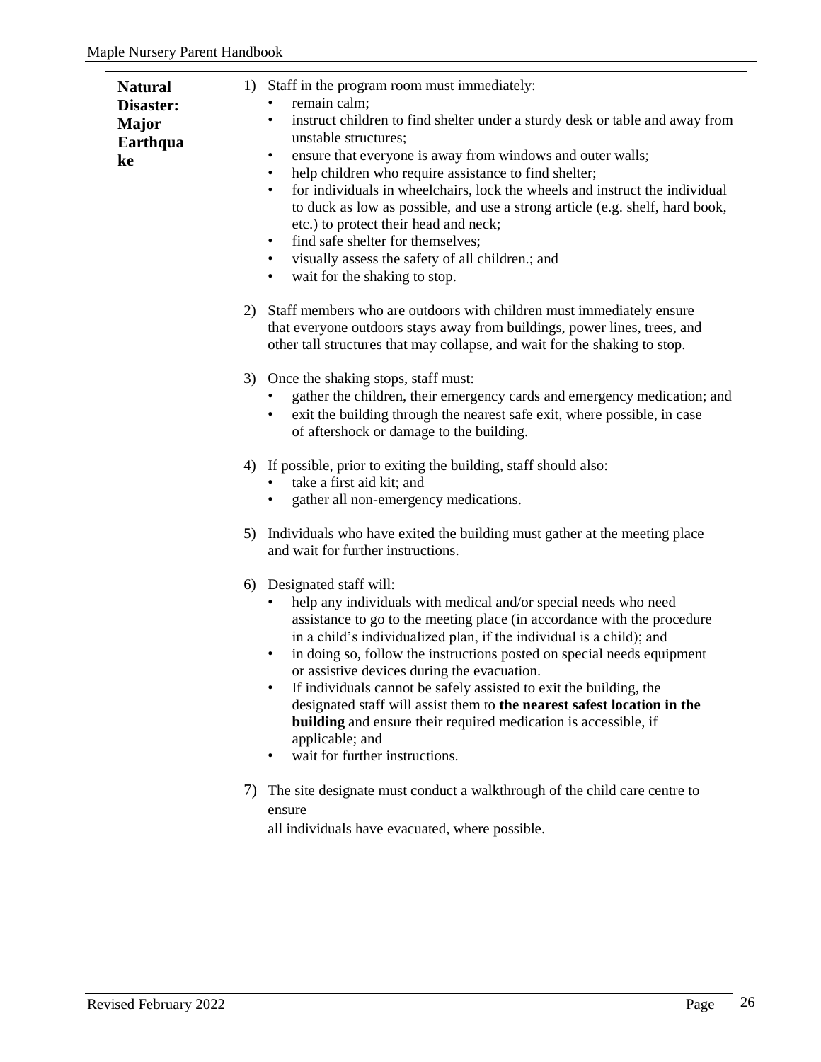| **Natural Disaster: Major Earthquake** | 1) Staff in the program room must immediately:<br>• remain calm;<br>• instruct children to find shelter under a sturdy desk or table and away from unstable structures;<br>• ensure that everyone is away from windows and outer walls;<br>• help children who require assistance to find shelter;<br>• for individuals in wheelchairs, lock the wheels and instruct the individual to duck as low as possible, and use a strong article (e.g. shelf, hard book, etc.) to protect their head and neck;<br>• find safe shelter for themselves;<br>• visually assess the safety of all children.; and<br>• wait for the shaking to stop.<br><br>2) Staff members who are outdoors with children must immediately ensure that everyone outdoors stays away from buildings, power lines, trees, and other tall structures that may collapse, and wait for the shaking to stop.<br><br>3) Once the shaking stops, staff must:<br>• gather the children, their emergency cards and emergency medication; and<br>• exit the building through the nearest safe exit, where possible, in case of aftershock or damage to the building.<br><br>4) If possible, prior to exiting the building, staff should also:<br>• take a first aid kit; and<br>• gather all non-emergency medications.<br><br>5) Individuals who have exited the building must gather at the meeting place and wait for further instructions.<br><br>6) Designated staff will:<br>• help any individuals with medical and/or special needs who need assistance to go to the meeting place (in accordance with the procedure in a child's individualized plan, if the individual is a child); and<br>• in doing so, follow the instructions posted on special needs equipment or assistive devices during the evacuation.<br>• If individuals cannot be safely assisted to exit the building, the designated staff will assist them to **the nearest safest location in the building** and ensure their required medication is accessible, if applicable; and<br>• wait for further instructions.<br><br>7) The site designate must conduct a walkthrough of the child care centre to ensure all individuals have evacuated, where possible. |
|---|---|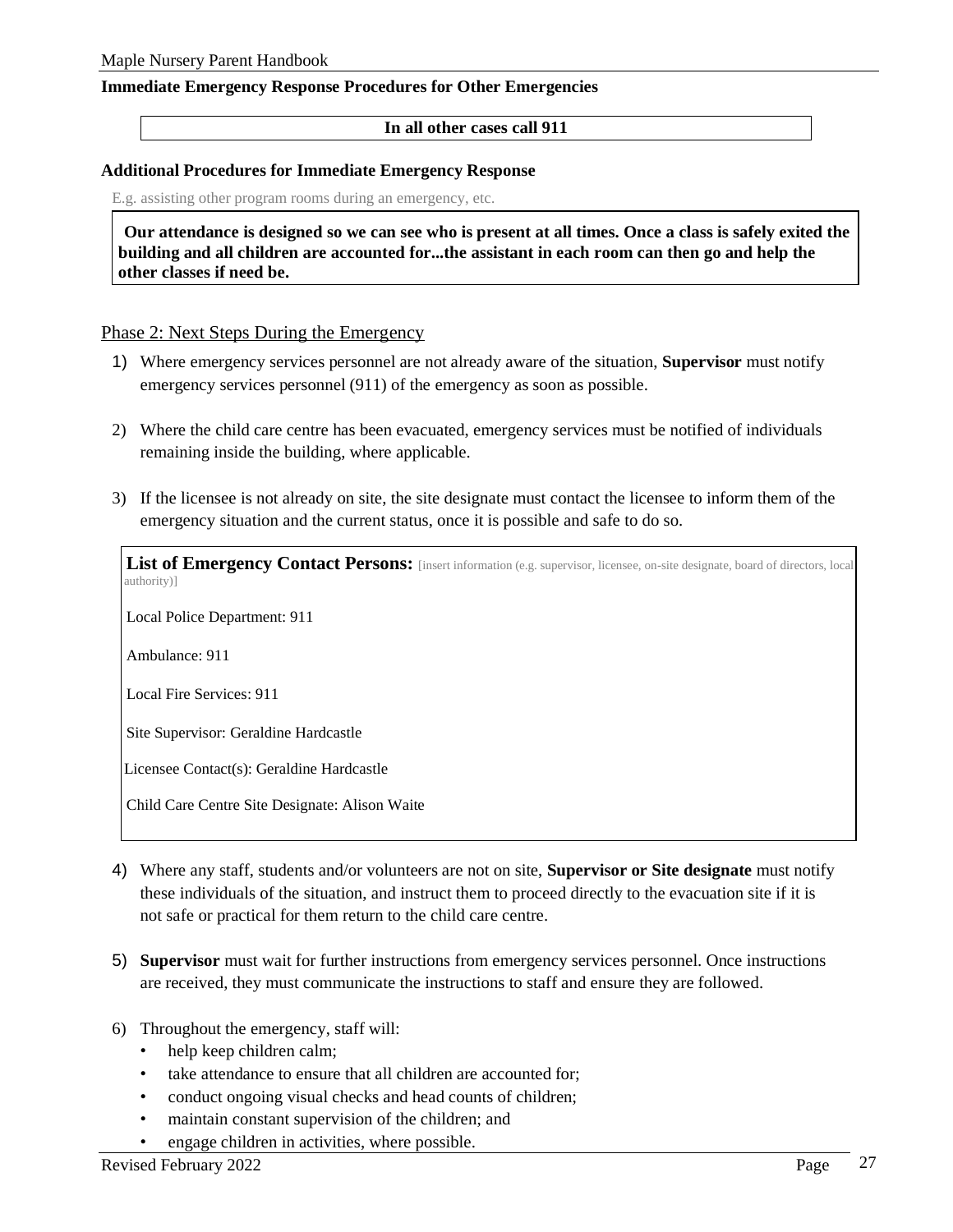**Immediate Emergency Response Procedures for Other Emergencies**

**In all other cases call 911**

**Additional Procedures for Immediate Emergency Response**

E.g. assisting other program rooms during an emergency, etc.

**Our attendance is designed so we can see who is present at all times. Once a class is safely exited the building and all children are accounted for...the assistant in each room can then go and help the other classes if need be.**

## Phase 2: Next Steps During the Emergency

1) Where emergency services personnel are not already aware of the situation, **Supervisor** must notify emergency services personnel (911) of the emergency as soon as possible.

2) Where the child care centre has been evacuated, emergency services must be notified of individuals remaining inside the building, where applicable.

3) If the licensee is not already on site, the site designate must contact the licensee to inform them of the emergency situation and the current status, once it is possible and safe to do so.

**List of Emergency Contact Persons:** [insert information (e.g. supervisor, licensee, on-site designate, board of directors, local authority)]

Local Police Department: 911

Ambulance: 911

Local Fire Services: 911

Site Supervisor: Geraldine Hardcastle

Licensee Contact(s): Geraldine Hardcastle

Child Care Centre Site Designate: Alison Waite

4) Where any staff, students and/or volunteers are not on site, **Supervisor or Site designate** must notify these individuals of the situation, and instruct them to proceed directly to the evacuation site if it is not safe or practical for them return to the child care centre.

5) **Supervisor** must wait for further instructions from emergency services personnel. Once instructions are received, they must communicate the instructions to staff and ensure they are followed.

6) Throughout the emergency, staff will:
   - help keep children calm;
   - take attendance to ensure that all children are accounted for;
   - conduct ongoing visual checks and head counts of children;
   - maintain constant supervision of the children; and
   - engage children in activities, where possible.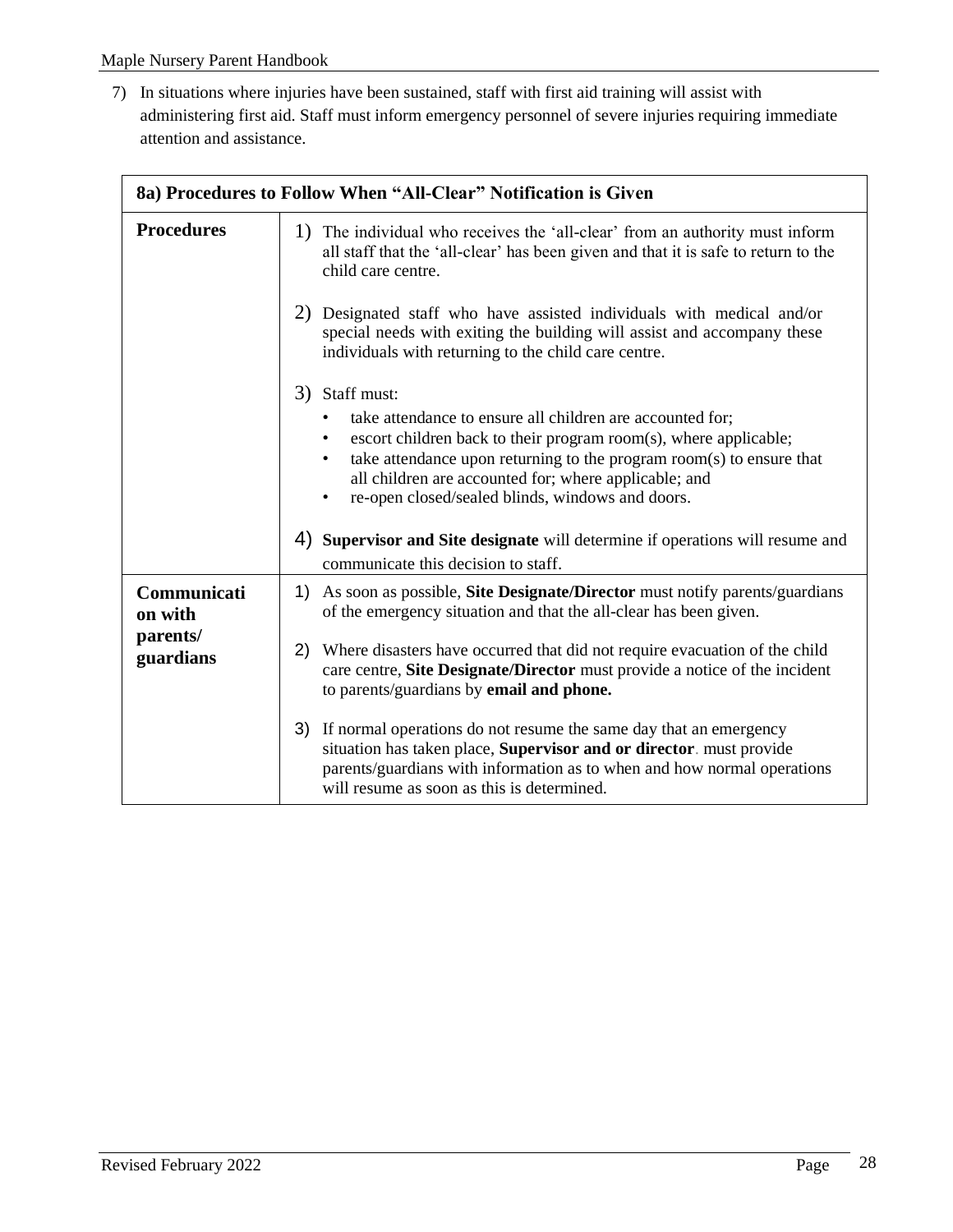7) In situations where injuries have been sustained, staff with first aid training will assist with administering first aid. Staff must inform emergency personnel of severe injuries requiring immediate attention and assistance.

| 8a) Procedures to Follow When "All-Clear" Notification is Given | |
|---|---|
| **Procedures** | 1) The individual who receives the 'all-clear' from an authority must inform all staff that the 'all-clear' has been given and that it is safe to return to the child care centre.<br><br>2) Designated staff who have assisted individuals with medical and/or special needs with exiting the building will assist and accompany these individuals with returning to the child care centre.<br><br>3) Staff must:<br>• take attendance to ensure all children are accounted for;<br>• escort children back to their program room(s), where applicable;<br>• take attendance upon returning to the program room(s) to ensure that all children are accounted for; where applicable; and<br>• re-open closed/sealed blinds, windows and doors.<br><br>4) **Supervisor and Site designate** will determine if operations will resume and communicate this decision to staff. |
| **Communication with parents/ guardians** | 1) As soon as possible, **Site Designate/Director** must notify parents/guardians of the emergency situation and that the all-clear has been given.<br><br>2) Where disasters have occurred that did not require evacuation of the child care centre, **Site Designate/Director** must provide a notice of the incident to parents/guardians by **email and phone.**<br><br>3) If normal operations do not resume the same day that an emergency situation has taken place, **Supervisor and or director**. must provide parents/guardians with information as to when and how normal operations will resume as soon as this is determined. |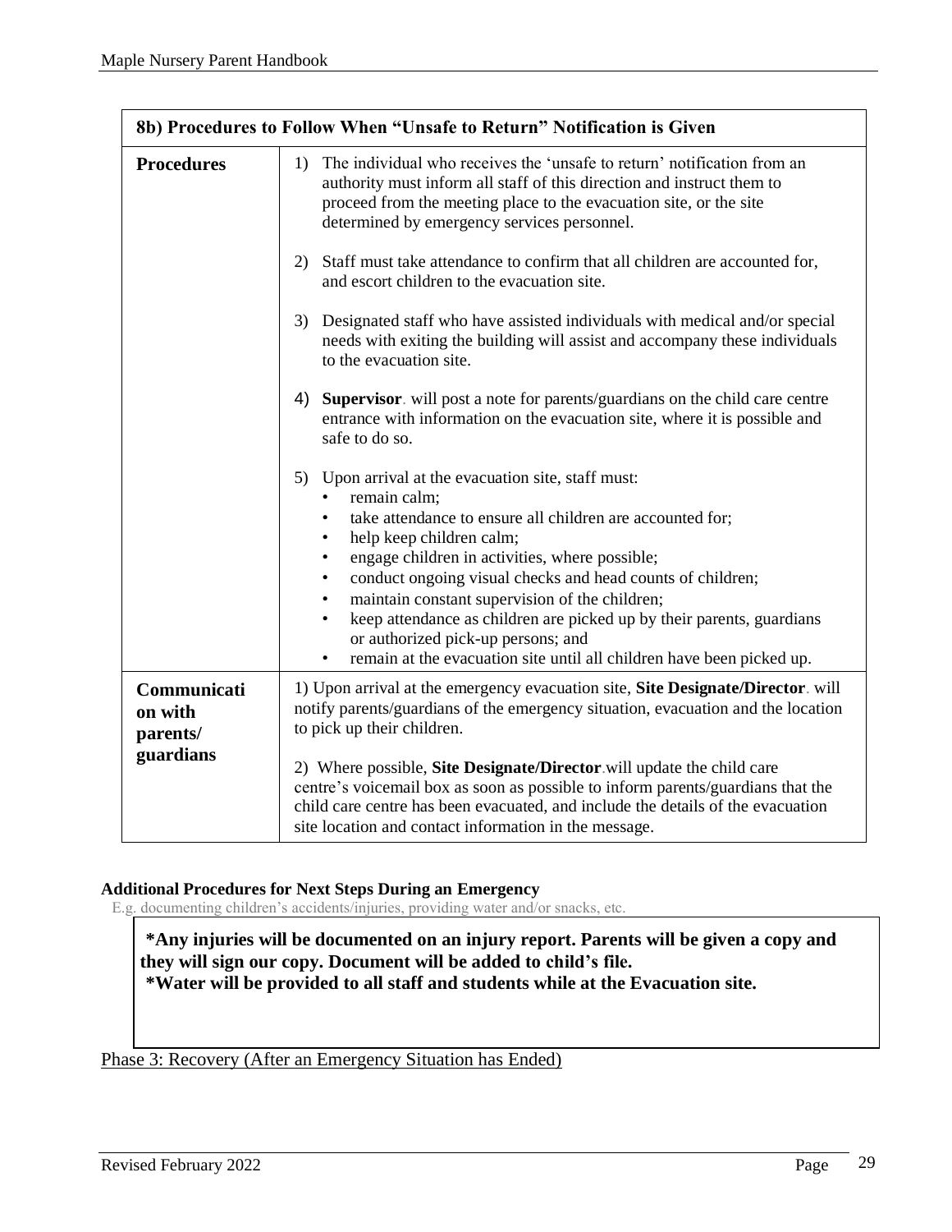| 8b) Procedures to Follow When "Unsafe to Return" Notification is Given | |
|---|---|
| **Procedures** | 1) The individual who receives the 'unsafe to return' notification from an authority must inform all staff of this direction and instruct them to proceed from the meeting place to the evacuation site, or the site determined by emergency services personnel.<br><br>2) Staff must take attendance to confirm that all children are accounted for, and escort children to the evacuation site.<br><br>3) Designated staff who have assisted individuals with medical and/or special needs with exiting the building will assist and accompany these individuals to the evacuation site.<br><br>4) **Supervisor**. will post a note for parents/guardians on the child care centre entrance with information on the evacuation site, where it is possible and safe to do so.<br><br>5) Upon arrival at the evacuation site, staff must:<br>• remain calm;<br>• take attendance to ensure all children are accounted for;<br>• help keep children calm;<br>• engage children in activities, where possible;<br>• conduct ongoing visual checks and head counts of children;<br>• maintain constant supervision of the children;<br>• keep attendance as children are picked up by their parents, guardians or authorized pick-up persons; and<br>• remain at the evacuation site until all children have been picked up. |
| **Communication with parents/ guardians** | 1) Upon arrival at the emergency evacuation site, **Site Designate/Director**. will notify parents/guardians of the emergency situation, evacuation and the location to pick up their children.<br><br>2) Where possible, **Site Designate/Director**.will update the child care centre's voicemail box as soon as possible to inform parents/guardians that the child care centre has been evacuated, and include the details of the evacuation site location and contact information in the message. |

**Additional Procedures for Next Steps During an Emergency**

E.g. documenting children's accidents/injuries, providing water and/or snacks, etc.

**\*Any injuries will be documented on an injury report. Parents will be given a copy and they will sign our copy. Document will be added to child's file.**
**\*Water will be provided to all staff and students while at the Evacuation site.**

Phase 3: Recovery (After an Emergency Situation has Ended)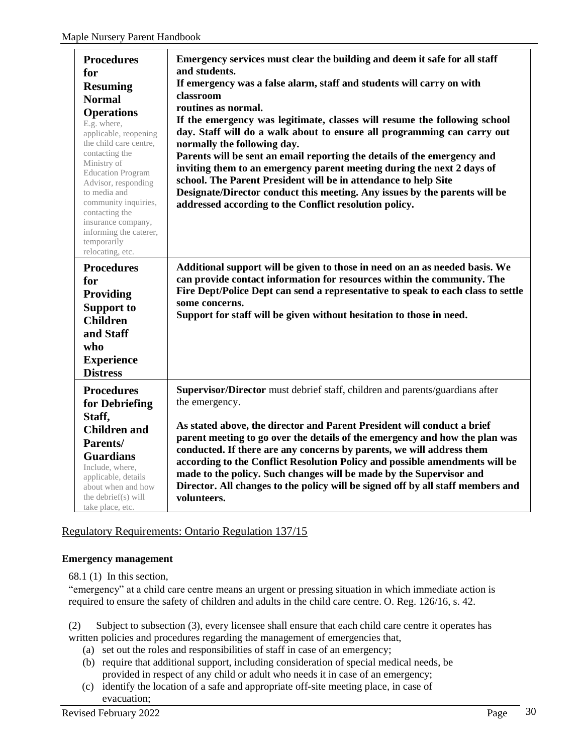| | |
|---|---|
| **Procedures for Resuming Normal Operations** E.g. where, applicable, reopening the child care centre, contacting the Ministry of Education Program Advisor, responding to media and community inquiries, contacting the insurance company, informing the caterer, temporarily relocating, etc. | **Emergency services must clear the building and deem it safe for all staff and students.** **If emergency was a false alarm, staff and students will carry on with classroom routines as normal.** **If the emergency was legitimate, classes will resume the following school day. Staff will do a walk about to ensure all programming can carry out normally the following day.** **Parents will be sent an email reporting the details of the emergency and inviting them to an emergency parent meeting during the next 2 days of school. The Parent President will be in attendance to help Site Designate/Director conduct this meeting. Any issues by the parents will be addressed according to the Conflict resolution policy.** |
| **Procedures for Providing Support to Children and Staff who Experience Distress** | **Additional support will be given to those in need on an as needed basis. We can provide contact information for resources within the community. The Fire Dept/Police Dept can send a representative to speak to each class to settle some concerns.** **Support for staff will be given without hesitation to those in need.** |
| **Procedures for Debriefing Staff, Children and Parents/ Guardians** Include, where, applicable, details about when and how the debrief(s) will take place, etc. | **Supervisor/Director** must debrief staff, children and parents/guardians after the emergency. **As stated above, the director and Parent President will conduct a brief parent meeting to go over the details of the emergency and how the plan was conducted. If there are any concerns by parents, we will address them according to the Conflict Resolution Policy and possible amendments will be made to the policy. Such changes will be made by the Supervisor and Director. All changes to the policy will be signed off by all staff members and volunteers.** |

## Regulatory Requirements: Ontario Regulation 137/15

### Emergency management

68.1 (1) In this section,

"emergency" at a child care centre means an urgent or pressing situation in which immediate action is required to ensure the safety of children and adults in the child care centre. O. Reg. 126/16, s. 42.

(2) Subject to subsection (3), every licensee shall ensure that each child care centre it operates has written policies and procedures regarding the management of emergencies that,

(a) set out the roles and responsibilities of staff in case of an emergency;
(b) require that additional support, including consideration of special medical needs, be provided in respect of any child or adult who needs it in case of an emergency;
(c) identify the location of a safe and appropriate off-site meeting place, in case of evacuation;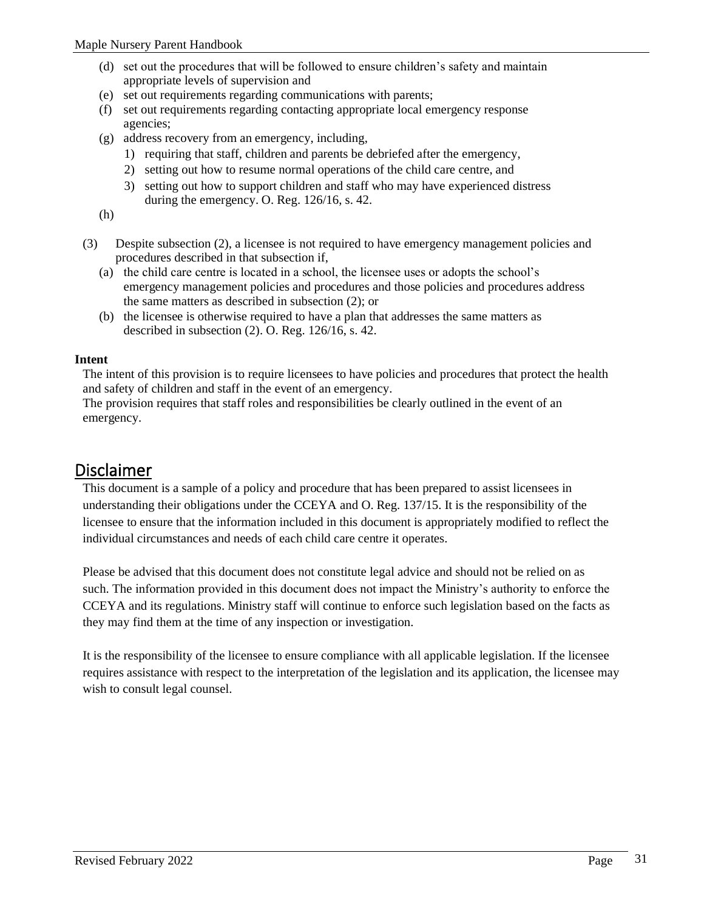(d) set out the procedures that will be followed to ensure children's safety and maintain appropriate levels of supervision and
(e) set out requirements regarding communications with parents;
(f) set out requirements regarding contacting appropriate local emergency response agencies;
(g) address recovery from an emergency, including,
   1) requiring that staff, children and parents be debriefed after the emergency,
   2) setting out how to resume normal operations of the child care centre, and
   3) setting out how to support children and staff who may have experienced distress during the emergency. O. Reg. 126/16, s. 42.

(h)

(3) Despite subsection (2), a licensee is not required to have emergency management policies and procedures described in that subsection if,
   (a) the child care centre is located in a school, the licensee uses or adopts the school's emergency management policies and procedures and those policies and procedures address the same matters as described in subsection (2); or
   (b) the licensee is otherwise required to have a plan that addresses the same matters as described in subsection (2). O. Reg. 126/16, s. 42.

**Intent**

The intent of this provision is to require licensees to have policies and procedures that protect the health and safety of children and staff in the event of an emergency.
The provision requires that staff roles and responsibilities be clearly outlined in the event of an emergency.

## Disclaimer

This document is a sample of a policy and procedure that has been prepared to assist licensees in understanding their obligations under the CCEYA and O. Reg. 137/15. It is the responsibility of the licensee to ensure that the information included in this document is appropriately modified to reflect the individual circumstances and needs of each child care centre it operates.

Please be advised that this document does not constitute legal advice and should not be relied on as such. The information provided in this document does not impact the Ministry's authority to enforce the CCEYA and its regulations. Ministry staff will continue to enforce such legislation based on the facts as they may find them at the time of any inspection or investigation.

It is the responsibility of the licensee to ensure compliance with all applicable legislation. If the licensee requires assistance with respect to the interpretation of the legislation and its application, the licensee may wish to consult legal counsel.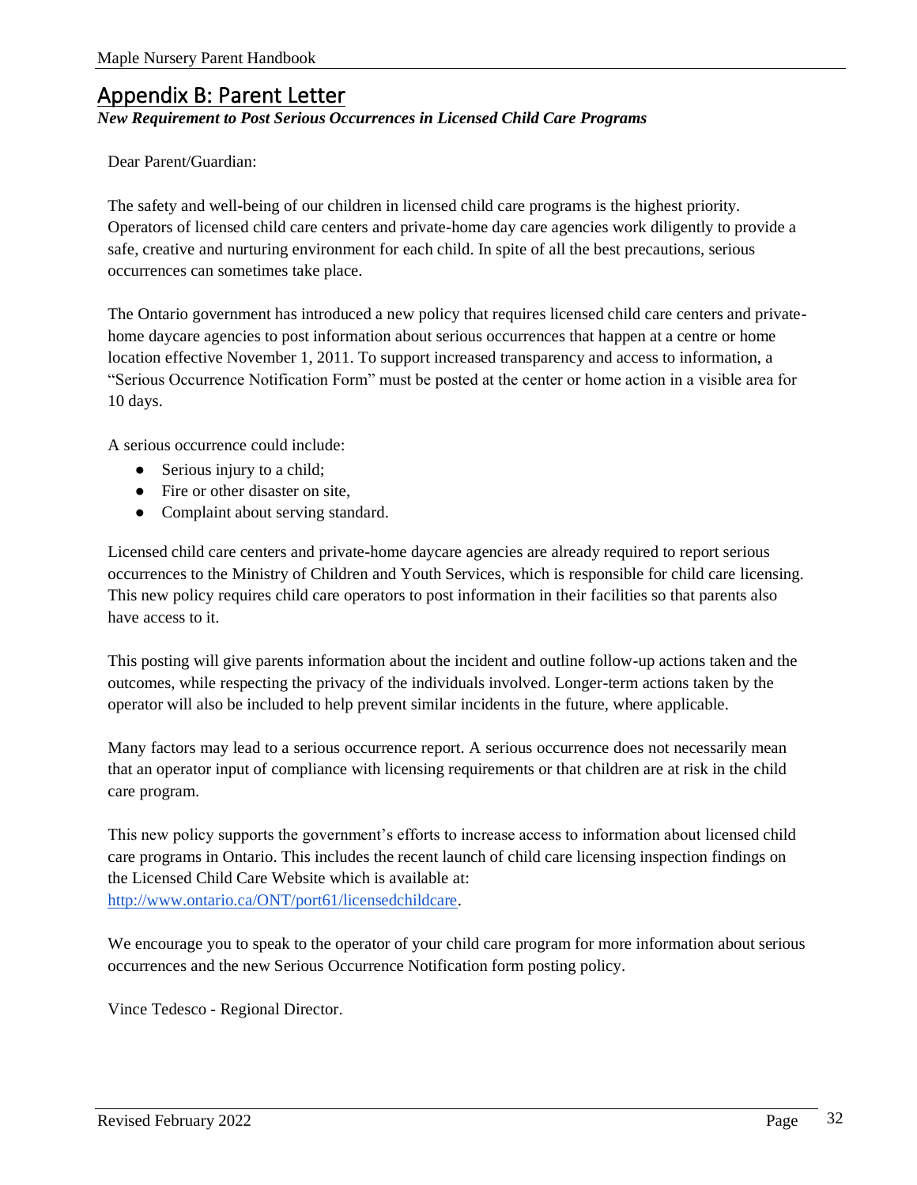## Appendix B: Parent Letter

***New Requirement to Post Serious Occurrences in Licensed Child Care Programs***

Dear Parent/Guardian:

The safety and well-being of our children in licensed child care programs is the highest priority. Operators of licensed child care centers and private-home day care agencies work diligently to provide a safe, creative and nurturing environment for each child. In spite of all the best precautions, serious occurrences can sometimes take place.

The Ontario government has introduced a new policy that requires licensed child care centers and private-home daycare agencies to post information about serious occurrences that happen at a centre or home location effective November 1, 2011. To support increased transparency and access to information, a "Serious Occurrence Notification Form" must be posted at the center or home action in a visible area for 10 days.

A serious occurrence could include:

- Serious injury to a child;
- Fire or other disaster on site,
- Complaint about serving standard.

Licensed child care centers and private-home daycare agencies are already required to report serious occurrences to the Ministry of Children and Youth Services, which is responsible for child care licensing. This new policy requires child care operators to post information in their facilities so that parents also have access to it.

This posting will give parents information about the incident and outline follow-up actions taken and the outcomes, while respecting the privacy of the individuals involved. Longer-term actions taken by the operator will also be included to help prevent similar incidents in the future, where applicable.

Many factors may lead to a serious occurrence report. A serious occurrence does not necessarily mean that an operator input of compliance with licensing requirements or that children are at risk in the child care program.

This new policy supports the government's efforts to increase access to information about licensed child care programs in Ontario. This includes the recent launch of child care licensing inspection findings on the Licensed Child Care Website which is available at: [http://www.ontario.ca/ONT/port61/licensedchildcare](http://www.ontario.ca/ONT/port61/licensedchildcare).

We encourage you to speak to the operator of your child care program for more information about serious occurrences and the new Serious Occurrence Notification form posting policy.

Vince Tedesco - Regional Director.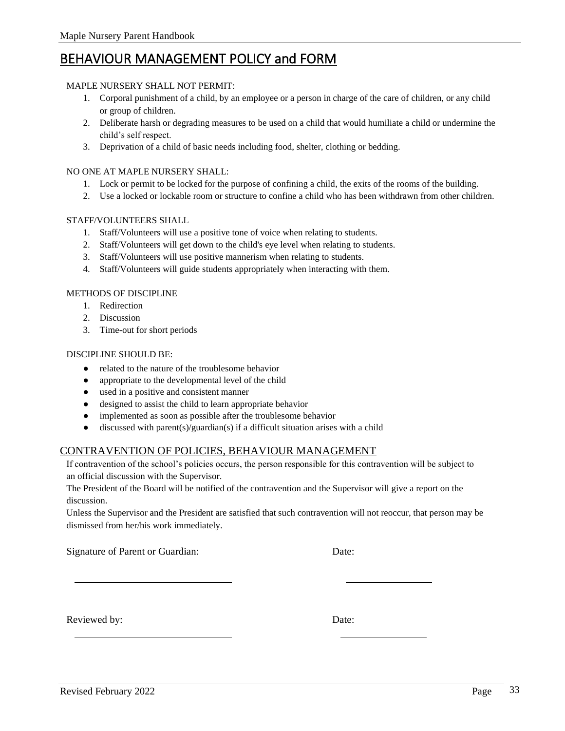# BEHAVIOUR MANAGEMENT POLICY and FORM

MAPLE NURSERY SHALL NOT PERMIT:

1. Corporal punishment of a child, by an employee or a person in charge of the care of children, or any child or group of children.
2. Deliberate harsh or degrading measures to be used on a child that would humiliate a child or undermine the child's self respect.
3. Deprivation of a child of basic needs including food, shelter, clothing or bedding.

NO ONE AT MAPLE NURSERY SHALL:

1. Lock or permit to be locked for the purpose of confining a child, the exits of the rooms of the building.
2. Use a locked or lockable room or structure to confine a child who has been withdrawn from other children.

STAFF/VOLUNTEERS SHALL

1. Staff/Volunteers will use a positive tone of voice when relating to students.
2. Staff/Volunteers will get down to the child's eye level when relating to students.
3. Staff/Volunteers will use positive mannerism when relating to students.
4. Staff/Volunteers will guide students appropriately when interacting with them.

METHODS OF DISCIPLINE

1. Redirection
2. Discussion
3. Time-out for short periods

DISCIPLINE SHOULD BE:

- related to the nature of the troublesome behavior
- appropriate to the developmental level of the child
- used in a positive and consistent manner
- designed to assist the child to learn appropriate behavior
- implemented as soon as possible after the troublesome behavior
- discussed with parent(s)/guardian(s) if a difficult situation arises with a child

## CONTRAVENTION OF POLICIES, BEHAVIOUR MANAGEMENT

If contravention of the school's policies occurs, the person responsible for this contravention will be subject to an official discussion with the Supervisor.

The President of the Board will be notified of the contravention and the Supervisor will give a report on the discussion.

Unless the Supervisor and the President are satisfied that such contravention will not reoccur, that person may be dismissed from her/his work immediately.

Signature of Parent or Guardian: ______________________ Date: ____________

Reviewed by: ______________________ Date: ____________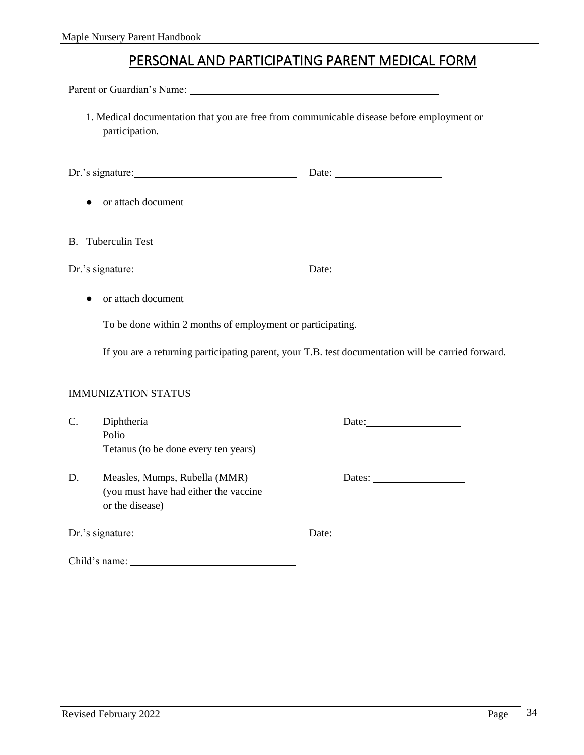# PERSONAL AND PARTICIPATING PARENT MEDICAL FORM

Parent or Guardian's Name: ______________________________

1. Medical documentation that you are free from communicable disease before employment or participation.

Dr.'s signature: ______________________ Date: ______________

- or attach document

B. Tuberculin Test

Dr.'s signature: ______________________ Date: ______________

- or attach document

To be done within 2 months of employment or participating.

If you are a returning participating parent, your T.B. test documentation will be carried forward.

IMMUNIZATION STATUS

C. Diphtheria
Polio
Tetanus (to be done every ten years)

Date: ______________

D. Measles, Mumps, Rubella (MMR)
(you must have had either the vaccine or the disease)

Dates: ______________

Dr.'s signature: ______________________ Date: ______________

Child's name: ______________________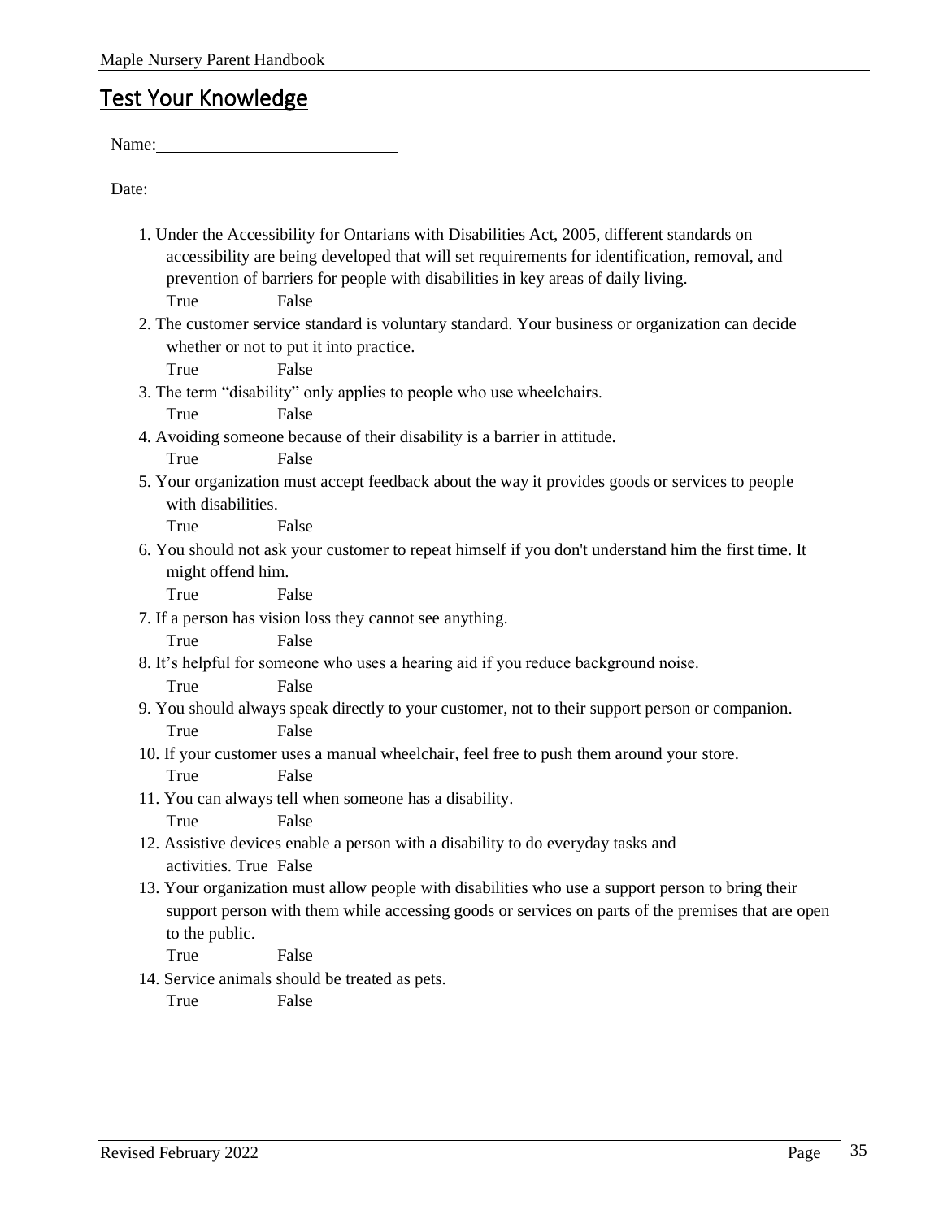## Test Your Knowledge

Name:\_\_\_\_\_\_\_\_\_\_\_\_\_\_\_\_\_\_\_\_\_\_\_\_\_\_\_\_\_\_

Date:\_\_\_\_\_\_\_\_\_\_\_\_\_\_\_\_\_\_\_\_\_\_\_\_\_\_\_\_\_\_

1. Under the Accessibility for Ontarians with Disabilities Act, 2005, different standards on accessibility are being developed that will set requirements for identification, removal, and prevention of barriers for people with disabilities in key areas of daily living.
   True False
2. The customer service standard is voluntary standard. Your business or organization can decide whether or not to put it into practice.
   True False
3. The term "disability" only applies to people who use wheelchairs.
   True False
4. Avoiding someone because of their disability is a barrier in attitude.
   True False
5. Your organization must accept feedback about the way it provides goods or services to people with disabilities.
   True False
6. You should not ask your customer to repeat himself if you don't understand him the first time. It might offend him.
   True False
7. If a person has vision loss they cannot see anything.
   True False
8. It's helpful for someone who uses a hearing aid if you reduce background noise.
   True False
9. You should always speak directly to your customer, not to their support person or companion.
   True False
10. If your customer uses a manual wheelchair, feel free to push them around your store.
    True False
11. You can always tell when someone has a disability.
    True False
12. Assistive devices enable a person with a disability to do everyday tasks and activities. True False
13. Your organization must allow people with disabilities who use a support person to bring their support person with them while accessing goods or services on parts of the premises that are open to the public.
    True False
14. Service animals should be treated as pets.
    True False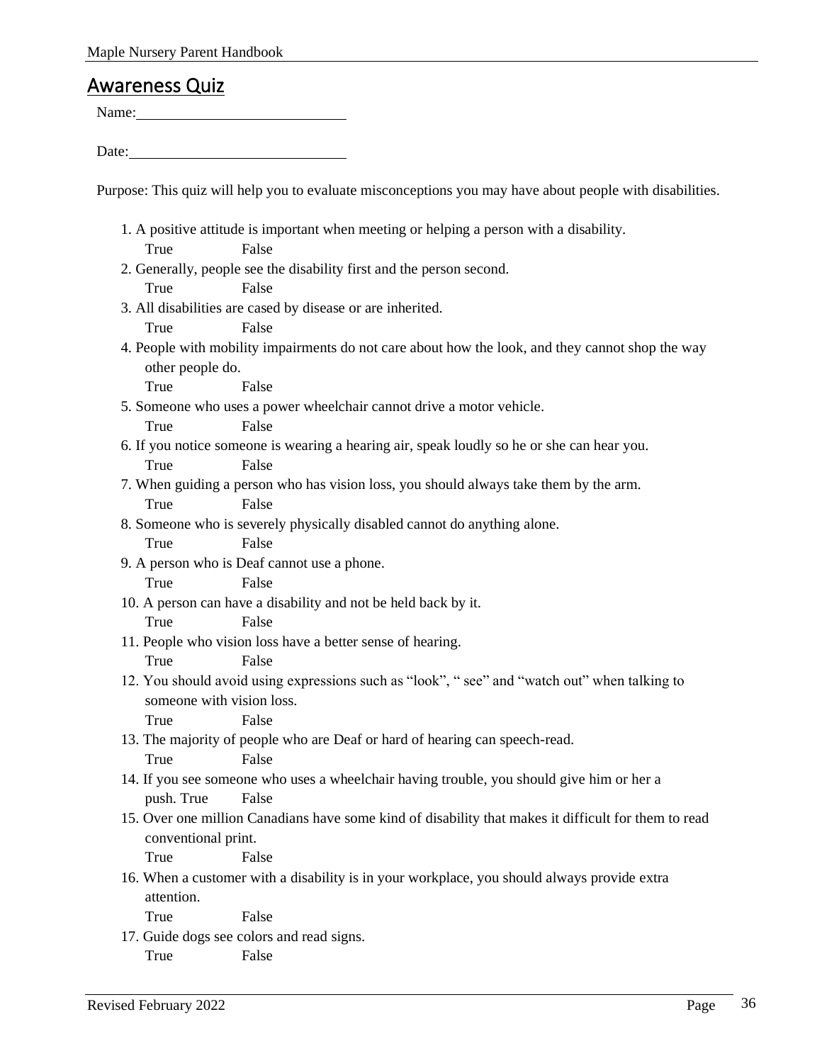## Awareness Quiz

Name:____________________________

Date:____________________________

Purpose: This quiz will help you to evaluate misconceptions you may have about people with disabilities.

1. A positive attitude is important when meeting or helping a person with a disability.
   True False
2. Generally, people see the disability first and the person second.
   True False
3. All disabilities are cased by disease or are inherited.
   True False
4. People with mobility impairments do not care about how the look, and they cannot shop the way other people do.
   True False
5. Someone who uses a power wheelchair cannot drive a motor vehicle.
   True False
6. If you notice someone is wearing a hearing air, speak loudly so he or she can hear you.
   True False
7. When guiding a person who has vision loss, you should always take them by the arm.
   True False
8. Someone who is severely physically disabled cannot do anything alone.
   True False
9. A person who is Deaf cannot use a phone.
   True False
10. A person can have a disability and not be held back by it.
    True False
11. People who vision loss have a better sense of hearing.
    True False
12. You should avoid using expressions such as "look", " see" and "watch out" when talking to someone with vision loss.
    True False
13. The majority of people who are Deaf or hard of hearing can speech-read.
    True False
14. If you see someone who uses a wheelchair having trouble, you should give him or her a push. True False
15. Over one million Canadians have some kind of disability that makes it difficult for them to read conventional print.
    True False
16. When a customer with a disability is in your workplace, you should always provide extra attention.
    True False
17. Guide dogs see colors and read signs.
    True False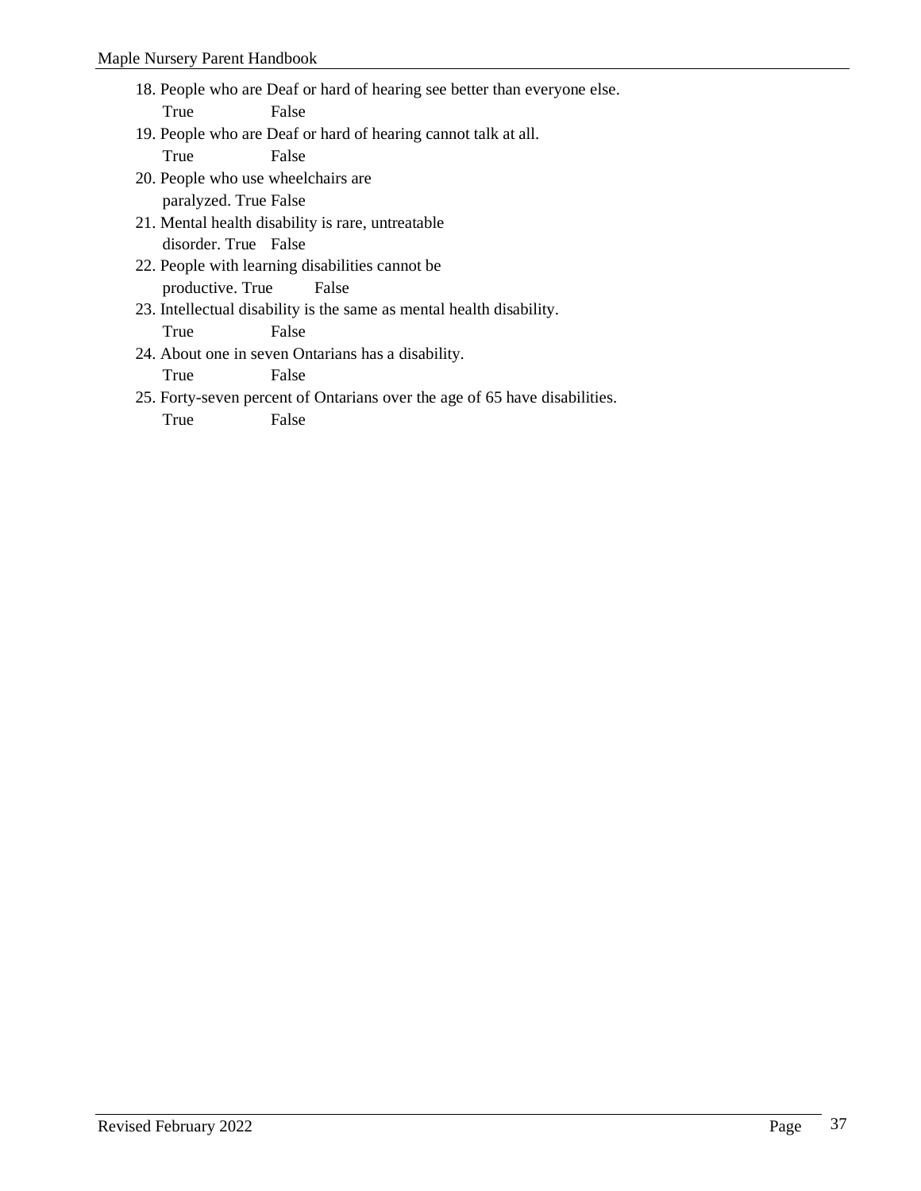18. People who are Deaf or hard of hearing see better than everyone else.
    True False
19. People who are Deaf or hard of hearing cannot talk at all.
    True False
20. People who use wheelchairs are paralyzed. True False
21. Mental health disability is rare, untreatable disorder. True False
22. People with learning disabilities cannot be productive. True False
23. Intellectual disability is the same as mental health disability.
    True False
24. About one in seven Ontarians has a disability.
    True False
25. Forty-seven percent of Ontarians over the age of 65 have disabilities.
    True False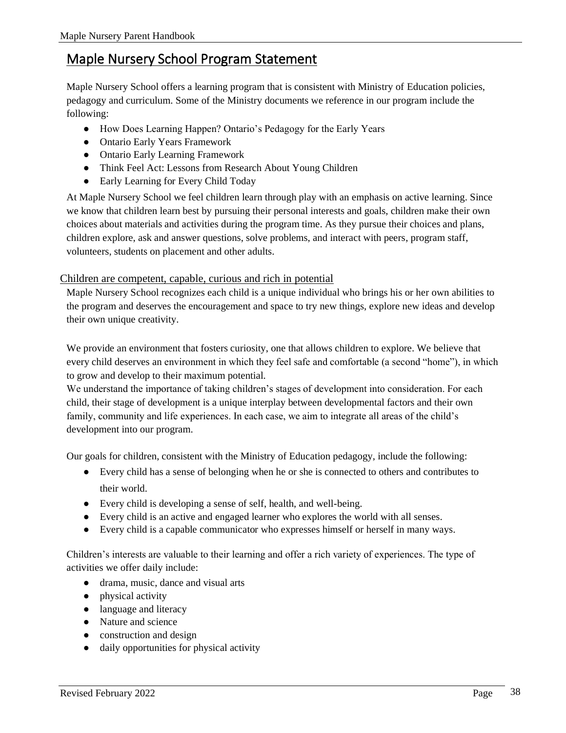# Maple Nursery School Program Statement

Maple Nursery School offers a learning program that is consistent with Ministry of Education policies, pedagogy and curriculum. Some of the Ministry documents we reference in our program include the following:

- How Does Learning Happen? Ontario's Pedagogy for the Early Years
- Ontario Early Years Framework
- Ontario Early Learning Framework
- Think Feel Act: Lessons from Research About Young Children
- Early Learning for Every Child Today

At Maple Nursery School we feel children learn through play with an emphasis on active learning. Since we know that children learn best by pursuing their personal interests and goals, children make their own choices about materials and activities during the program time. As they pursue their choices and plans, children explore, ask and answer questions, solve problems, and interact with peers, program staff, volunteers, students on placement and other adults.

## Children are competent, capable, curious and rich in potential

Maple Nursery School recognizes each child is a unique individual who brings his or her own abilities to the program and deserves the encouragement and space to try new things, explore new ideas and develop their own unique creativity.

We provide an environment that fosters curiosity, one that allows children to explore. We believe that every child deserves an environment in which they feel safe and comfortable (a second "home"), in which to grow and develop to their maximum potential.

We understand the importance of taking children's stages of development into consideration. For each child, their stage of development is a unique interplay between developmental factors and their own family, community and life experiences. In each case, we aim to integrate all areas of the child's development into our program.

Our goals for children, consistent with the Ministry of Education pedagogy, include the following:

- Every child has a sense of belonging when he or she is connected to others and contributes to their world.
- Every child is developing a sense of self, health, and well-being.
- Every child is an active and engaged learner who explores the world with all senses.
- Every child is a capable communicator who expresses himself or herself in many ways.

Children's interests are valuable to their learning and offer a rich variety of experiences. The type of activities we offer daily include:

- drama, music, dance and visual arts
- physical activity
- language and literacy
- Nature and science
- construction and design
- daily opportunities for physical activity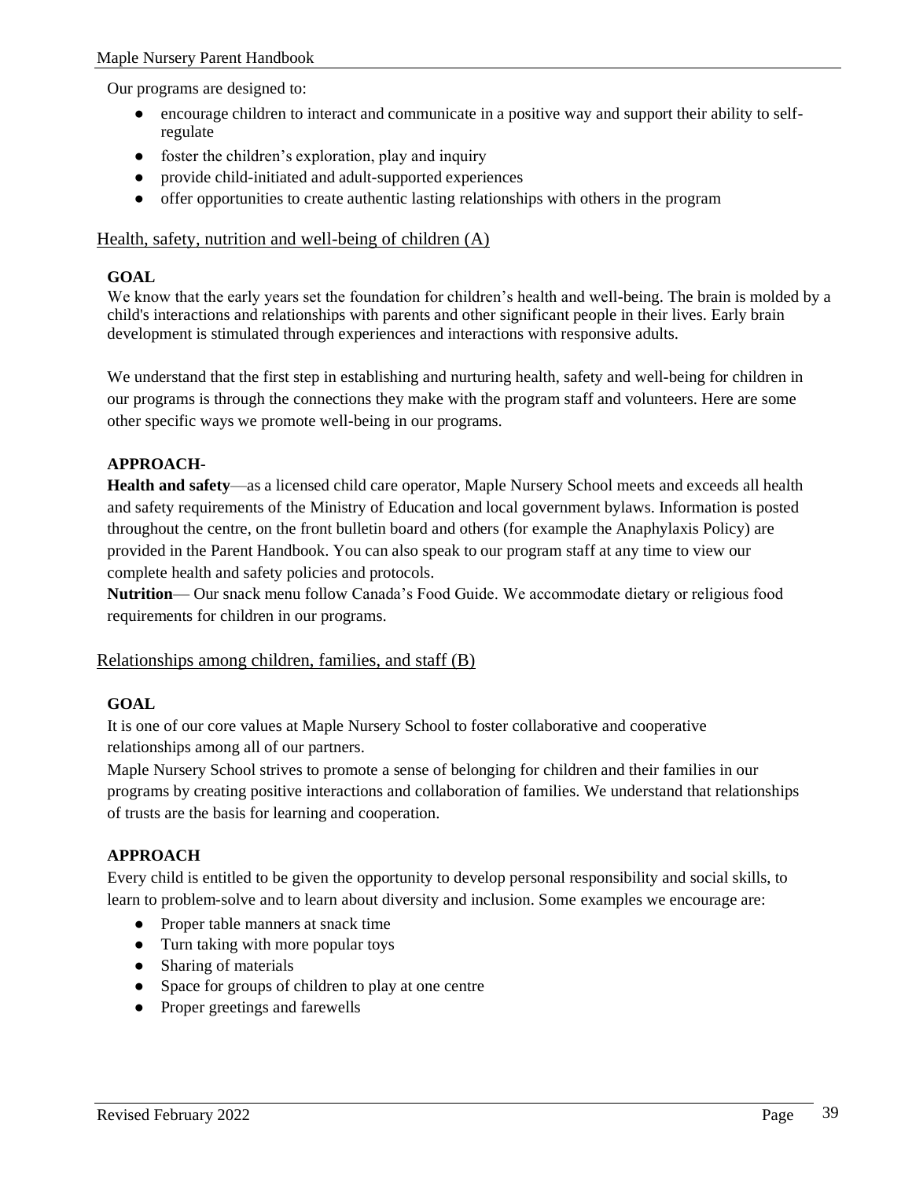Our programs are designed to:

- encourage children to interact and communicate in a positive way and support their ability to self-regulate
- foster the children's exploration, play and inquiry
- provide child-initiated and adult-supported experiences
- offer opportunities to create authentic lasting relationships with others in the program

## Health, safety, nutrition and well-being of children (A)

**GOAL**

We know that the early years set the foundation for children's health and well-being. The brain is molded by a child's interactions and relationships with parents and other significant people in their lives. Early brain development is stimulated through experiences and interactions with responsive adults.

We understand that the first step in establishing and nurturing health, safety and well-being for children in our programs is through the connections they make with the program staff and volunteers. Here are some other specific ways we promote well-being in our programs.

**APPROACH-**

**Health and safety**—as a licensed child care operator, Maple Nursery School meets and exceeds all health and safety requirements of the Ministry of Education and local government bylaws. Information is posted throughout the centre, on the front bulletin board and others (for example the Anaphylaxis Policy) are provided in the Parent Handbook. You can also speak to our program staff at any time to view our complete health and safety policies and protocols.

**Nutrition**— Our snack menu follow Canada's Food Guide. We accommodate dietary or religious food requirements for children in our programs.

## Relationships among children, families, and staff (B)

**GOAL**

It is one of our core values at Maple Nursery School to foster collaborative and cooperative relationships among all of our partners.

Maple Nursery School strives to promote a sense of belonging for children and their families in our programs by creating positive interactions and collaboration of families. We understand that relationships of trusts are the basis for learning and cooperation.

**APPROACH**

Every child is entitled to be given the opportunity to develop personal responsibility and social skills, to learn to problem-solve and to learn about diversity and inclusion. Some examples we encourage are:

- Proper table manners at snack time
- Turn taking with more popular toys
- Sharing of materials
- Space for groups of children to play at one centre
- Proper greetings and farewells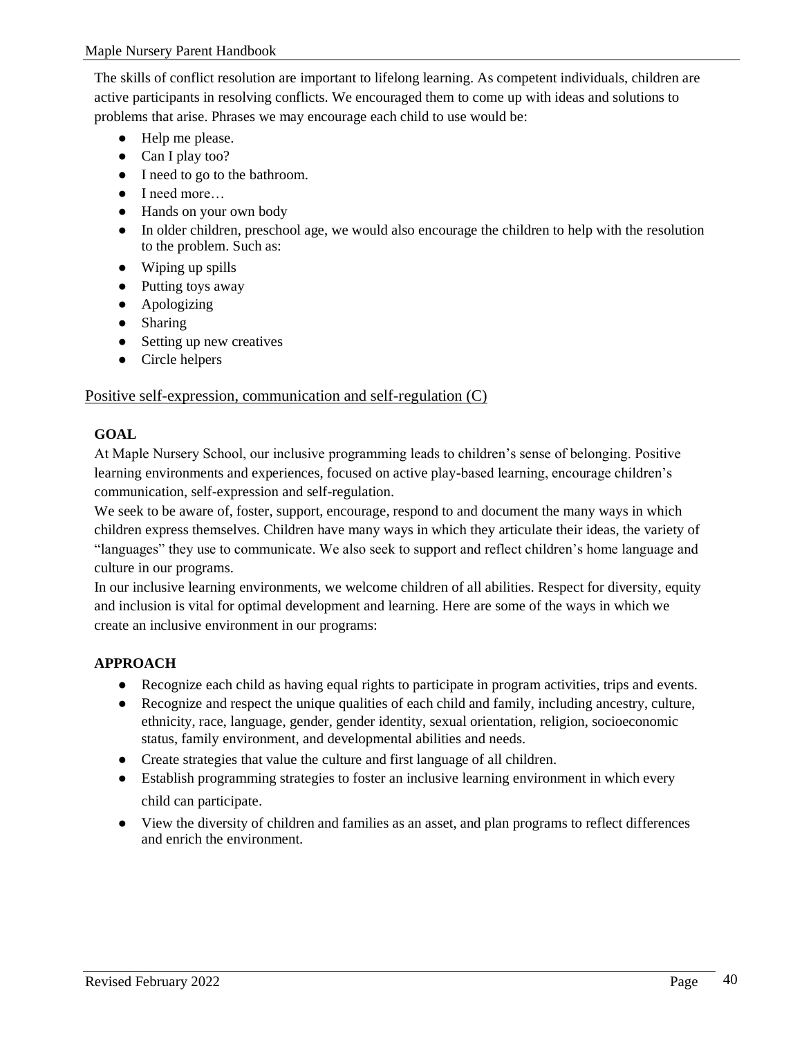The skills of conflict resolution are important to lifelong learning. As competent individuals, children are active participants in resolving conflicts. We encouraged them to come up with ideas and solutions to problems that arise. Phrases we may encourage each child to use would be:

- Help me please.
- Can I play too?
- I need to go to the bathroom.
- I need more…
- Hands on your own body
- In older children, preschool age, we would also encourage the children to help with the resolution to the problem. Such as:
- Wiping up spills
- Putting toys away
- Apologizing
- Sharing
- Setting up new creatives
- Circle helpers

## Positive self-expression, communication and self-regulation (C)

**GOAL**

At Maple Nursery School, our inclusive programming leads to children's sense of belonging. Positive learning environments and experiences, focused on active play-based learning, encourage children's communication, self-expression and self-regulation.

We seek to be aware of, foster, support, encourage, respond to and document the many ways in which children express themselves. Children have many ways in which they articulate their ideas, the variety of "languages" they use to communicate. We also seek to support and reflect children's home language and culture in our programs.

In our inclusive learning environments, we welcome children of all abilities. Respect for diversity, equity and inclusion is vital for optimal development and learning. Here are some of the ways in which we create an inclusive environment in our programs:

**APPROACH**

- Recognize each child as having equal rights to participate in program activities, trips and events.
- Recognize and respect the unique qualities of each child and family, including ancestry, culture, ethnicity, race, language, gender, gender identity, sexual orientation, religion, socioeconomic status, family environment, and developmental abilities and needs.
- Create strategies that value the culture and first language of all children.
- Establish programming strategies to foster an inclusive learning environment in which every child can participate.
- View the diversity of children and families as an asset, and plan programs to reflect differences and enrich the environment.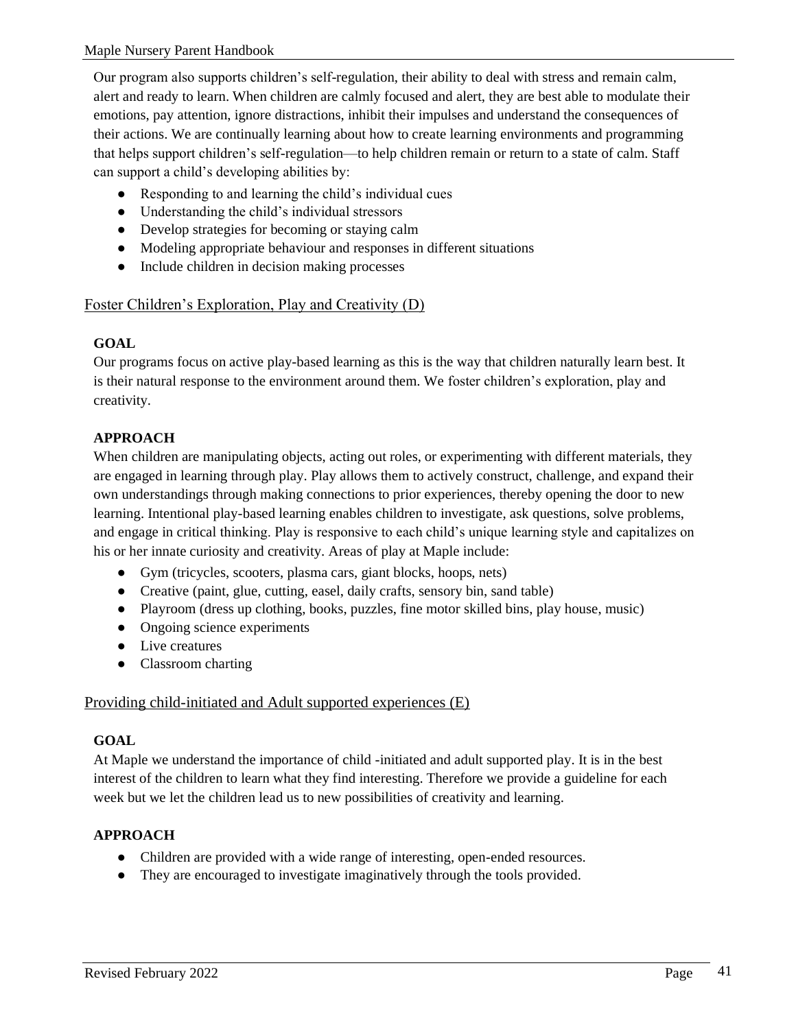Our program also supports children's self-regulation, their ability to deal with stress and remain calm, alert and ready to learn. When children are calmly focused and alert, they are best able to modulate their emotions, pay attention, ignore distractions, inhibit their impulses and understand the consequences of their actions. We are continually learning about how to create learning environments and programming that helps support children's self-regulation—to help children remain or return to a state of calm. Staff can support a child's developing abilities by:

- Responding to and learning the child's individual cues
- Understanding the child's individual stressors
- Develop strategies for becoming or staying calm
- Modeling appropriate behaviour and responses in different situations
- Include children in decision making processes

## Foster Children's Exploration, Play and Creativity (D)

**GOAL**

Our programs focus on active play-based learning as this is the way that children naturally learn best. It is their natural response to the environment around them. We foster children's exploration, play and creativity.

**APPROACH**

When children are manipulating objects, acting out roles, or experimenting with different materials, they are engaged in learning through play. Play allows them to actively construct, challenge, and expand their own understandings through making connections to prior experiences, thereby opening the door to new learning. Intentional play-based learning enables children to investigate, ask questions, solve problems, and engage in critical thinking. Play is responsive to each child's unique learning style and capitalizes on his or her innate curiosity and creativity. Areas of play at Maple include:

- Gym (tricycles, scooters, plasma cars, giant blocks, hoops, nets)
- Creative (paint, glue, cutting, easel, daily crafts, sensory bin, sand table)
- Playroom (dress up clothing, books, puzzles, fine motor skilled bins, play house, music)
- Ongoing science experiments
- Live creatures
- Classroom charting

## Providing child-initiated and Adult supported experiences (E)

**GOAL**

At Maple we understand the importance of child -initiated and adult supported play. It is in the best interest of the children to learn what they find interesting. Therefore we provide a guideline for each week but we let the children lead us to new possibilities of creativity and learning.

**APPROACH**

- Children are provided with a wide range of interesting, open-ended resources.
- They are encouraged to investigate imaginatively through the tools provided.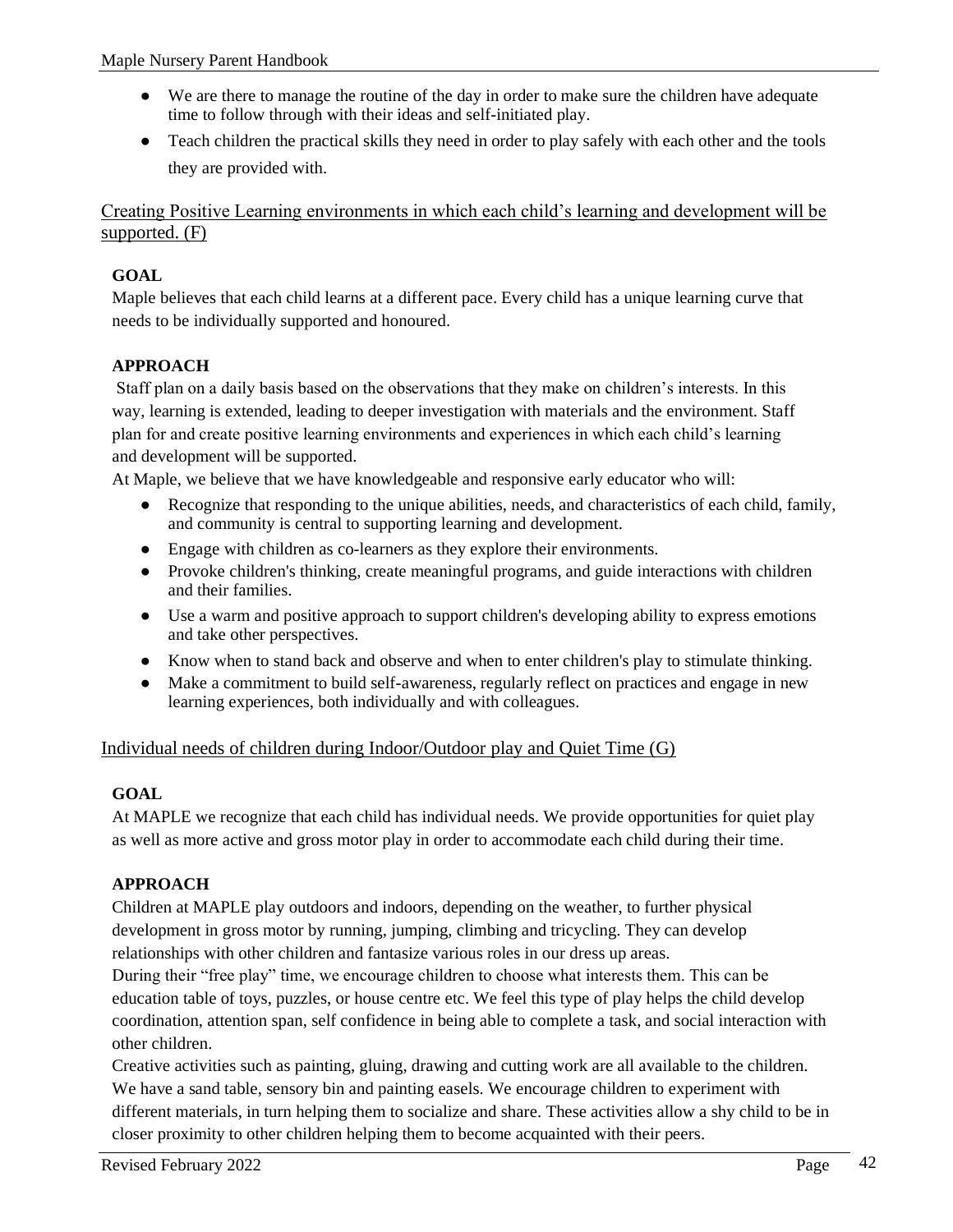- We are there to manage the routine of the day in order to make sure the children have adequate time to follow through with their ideas and self-initiated play.
- Teach children the practical skills they need in order to play safely with each other and the tools they are provided with.

## Creating Positive Learning environments in which each child's learning and development will be supported. (F)

**GOAL**

Maple believes that each child learns at a different pace. Every child has a unique learning curve that needs to be individually supported and honoured.

**APPROACH**

Staff plan on a daily basis based on the observations that they make on children's interests. In this way, learning is extended, leading to deeper investigation with materials and the environment. Staff plan for and create positive learning environments and experiences in which each child's learning and development will be supported.

At Maple, we believe that we have knowledgeable and responsive early educator who will:

- Recognize that responding to the unique abilities, needs, and characteristics of each child, family, and community is central to supporting learning and development.
- Engage with children as co-learners as they explore their environments.
- Provoke children's thinking, create meaningful programs, and guide interactions with children and their families.
- Use a warm and positive approach to support children's developing ability to express emotions and take other perspectives.
- Know when to stand back and observe and when to enter children's play to stimulate thinking.
- Make a commitment to build self-awareness, regularly reflect on practices and engage in new learning experiences, both individually and with colleagues.

## Individual needs of children during Indoor/Outdoor play and Quiet Time (G)

**GOAL**

At MAPLE we recognize that each child has individual needs. We provide opportunities for quiet play as well as more active and gross motor play in order to accommodate each child during their time.

**APPROACH**

Children at MAPLE play outdoors and indoors, depending on the weather, to further physical development in gross motor by running, jumping, climbing and tricycling. They can develop relationships with other children and fantasize various roles in our dress up areas.

During their "free play" time, we encourage children to choose what interests them. This can be education table of toys, puzzles, or house centre etc. We feel this type of play helps the child develop coordination, attention span, self confidence in being able to complete a task, and social interaction with other children.

Creative activities such as painting, gluing, drawing and cutting work are all available to the children. We have a sand table, sensory bin and painting easels. We encourage children to experiment with different materials, in turn helping them to socialize and share. These activities allow a shy child to be in closer proximity to other children helping them to become acquainted with their peers.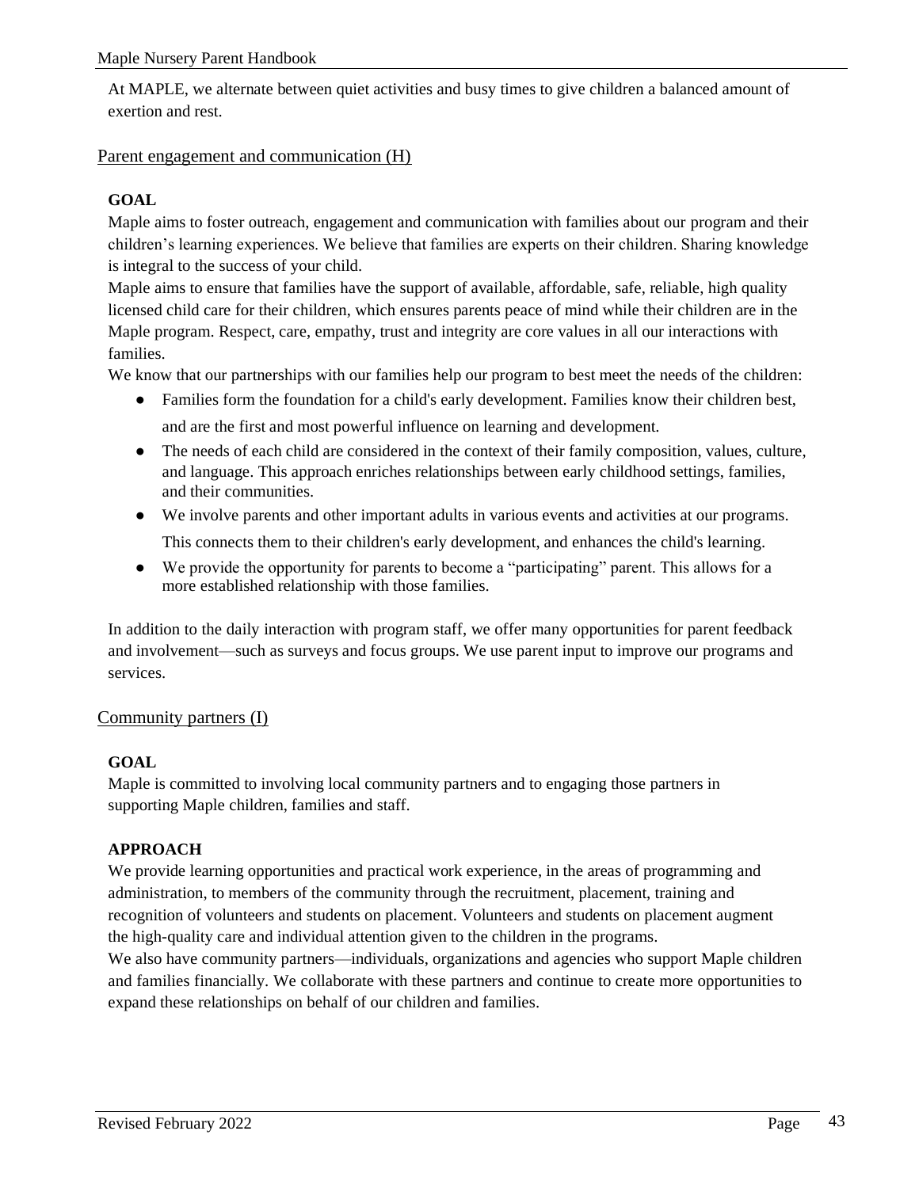At MAPLE, we alternate between quiet activities and busy times to give children a balanced amount of exertion and rest.

## Parent engagement and communication (H)

**GOAL**

Maple aims to foster outreach, engagement and communication with families about our program and their children's learning experiences. We believe that families are experts on their children. Sharing knowledge is integral to the success of your child.

Maple aims to ensure that families have the support of available, affordable, safe, reliable, high quality licensed child care for their children, which ensures parents peace of mind while their children are in the Maple program. Respect, care, empathy, trust and integrity are core values in all our interactions with families.

We know that our partnerships with our families help our program to best meet the needs of the children:

- Families form the foundation for a child's early development. Families know their children best, and are the first and most powerful influence on learning and development.
- The needs of each child are considered in the context of their family composition, values, culture, and language. This approach enriches relationships between early childhood settings, families, and their communities.
- We involve parents and other important adults in various events and activities at our programs. This connects them to their children's early development, and enhances the child's learning.
- We provide the opportunity for parents to become a "participating" parent. This allows for a more established relationship with those families.

In addition to the daily interaction with program staff, we offer many opportunities for parent feedback and involvement—such as surveys and focus groups. We use parent input to improve our programs and services.

## Community partners (I)

**GOAL**

Maple is committed to involving local community partners and to engaging those partners in supporting Maple children, families and staff.

**APPROACH**

We provide learning opportunities and practical work experience, in the areas of programming and administration, to members of the community through the recruitment, placement, training and recognition of volunteers and students on placement. Volunteers and students on placement augment the high-quality care and individual attention given to the children in the programs.

We also have community partners—individuals, organizations and agencies who support Maple children and families financially. We collaborate with these partners and continue to create more opportunities to expand these relationships on behalf of our children and families.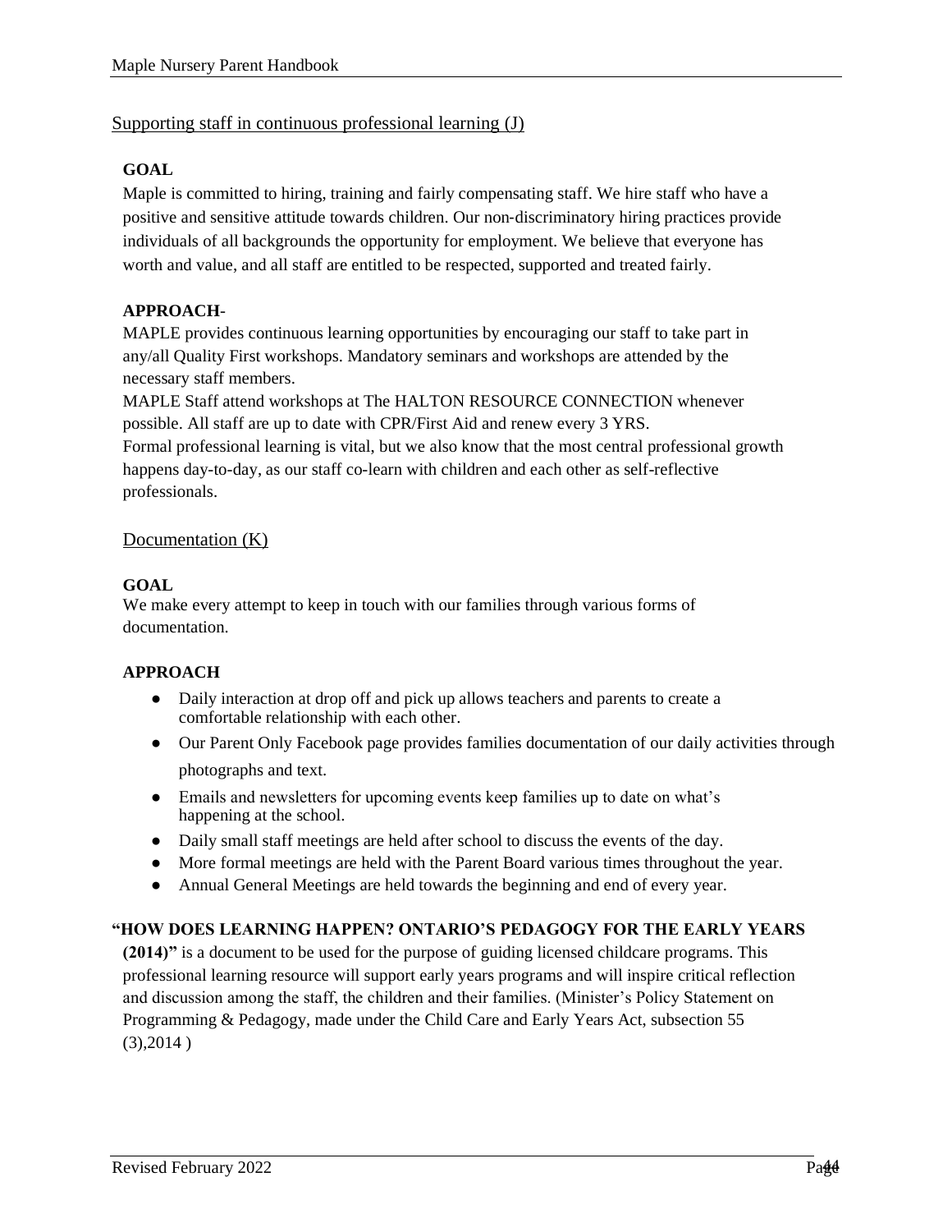## Supporting staff in continuous professional learning (J)

**GOAL**

Maple is committed to hiring, training and fairly compensating staff. We hire staff who have a positive and sensitive attitude towards children. Our non-discriminatory hiring practices provide individuals of all backgrounds the opportunity for employment. We believe that everyone has worth and value, and all staff are entitled to be respected, supported and treated fairly.

**APPROACH**-

MAPLE provides continuous learning opportunities by encouraging our staff to take part in any/all Quality First workshops. Mandatory seminars and workshops are attended by the necessary staff members.

MAPLE Staff attend workshops at The HALTON RESOURCE CONNECTION whenever possible. All staff are up to date with CPR/First Aid and renew every 3 YRS.

Formal professional learning is vital, but we also know that the most central professional growth happens day-to-day, as our staff co-learn with children and each other as self-reflective professionals.

## Documentation (K)

**GOAL**

We make every attempt to keep in touch with our families through various forms of documentation.

**APPROACH**

- Daily interaction at drop off and pick up allows teachers and parents to create a comfortable relationship with each other.
- Our Parent Only Facebook page provides families documentation of our daily activities through photographs and text.
- Emails and newsletters for upcoming events keep families up to date on what's happening at the school.
- Daily small staff meetings are held after school to discuss the events of the day.
- More formal meetings are held with the Parent Board various times throughout the year.
- Annual General Meetings are held towards the beginning and end of every year.

**"HOW DOES LEARNING HAPPEN? ONTARIO'S PEDAGOGY FOR THE EARLY YEARS (2014)"** is a document to be used for the purpose of guiding licensed childcare programs. This professional learning resource will support early years programs and will inspire critical reflection and discussion among the staff, the children and their families. (Minister's Policy Statement on Programming & Pedagogy, made under the Child Care and Early Years Act, subsection 55 (3),2014 )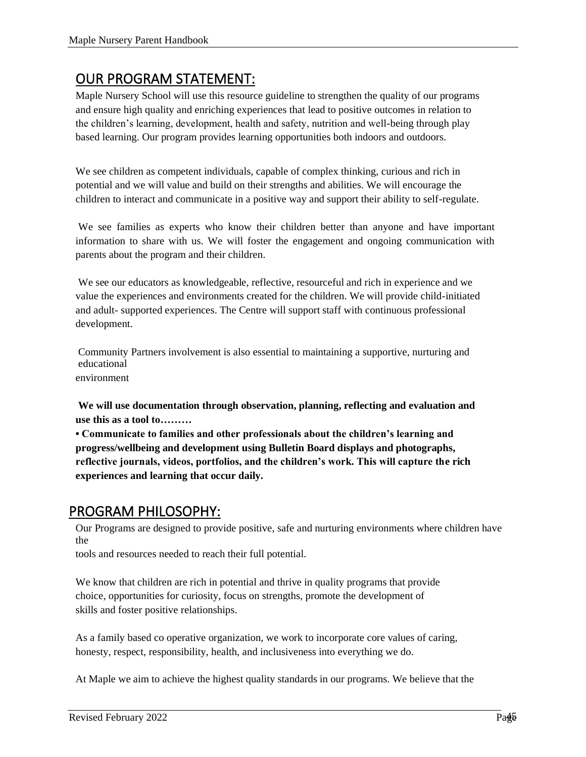## OUR PROGRAM STATEMENT:

Maple Nursery School will use this resource guideline to strengthen the quality of our programs and ensure high quality and enriching experiences that lead to positive outcomes in relation to the children's learning, development, health and safety, nutrition and well-being through play based learning. Our program provides learning opportunities both indoors and outdoors.

We see children as competent individuals, capable of complex thinking, curious and rich in potential and we will value and build on their strengths and abilities. We will encourage the children to interact and communicate in a positive way and support their ability to self-regulate.

We see families as experts who know their children better than anyone and have important information to share with us. We will foster the engagement and ongoing communication with parents about the program and their children.

We see our educators as knowledgeable, reflective, resourceful and rich in experience and we value the experiences and environments created for the children. We will provide child-initiated and adult- supported experiences. The Centre will support staff with continuous professional development.

Community Partners involvement is also essential to maintaining a supportive, nurturing and educational environment

**We will use documentation through observation, planning, reflecting and evaluation and use this as a tool to………**

**• Communicate to families and other professionals about the children's learning and progress/wellbeing and development using Bulletin Board displays and photographs, reflective journals, videos, portfolios, and the children's work. This will capture the rich experiences and learning that occur daily.**

## PROGRAM PHILOSOPHY:

Our Programs are designed to provide positive, safe and nurturing environments where children have the tools and resources needed to reach their full potential.

We know that children are rich in potential and thrive in quality programs that provide choice, opportunities for curiosity, focus on strengths, promote the development of skills and foster positive relationships.

As a family based co operative organization, we work to incorporate core values of caring, honesty, respect, responsibility, health, and inclusiveness into everything we do.

At Maple we aim to achieve the highest quality standards in our programs. We believe that the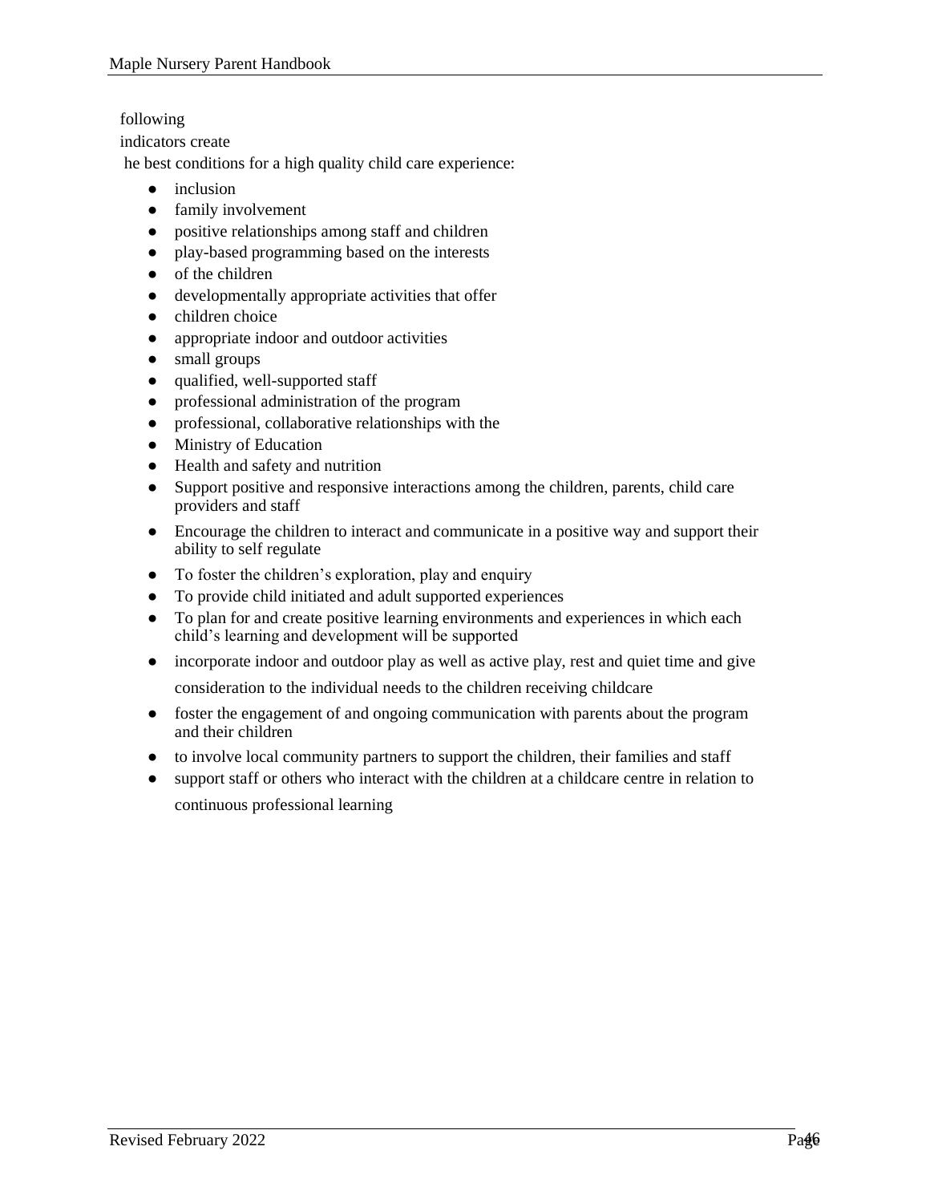following

indicators create

he best conditions for a high quality child care experience:

- inclusion
- family involvement
- positive relationships among staff and children
- play-based programming based on the interests
- of the children
- developmentally appropriate activities that offer
- children choice
- appropriate indoor and outdoor activities
- small groups
- qualified, well-supported staff
- professional administration of the program
- professional, collaborative relationships with the
- Ministry of Education
- Health and safety and nutrition
- Support positive and responsive interactions among the children, parents, child care providers and staff
- Encourage the children to interact and communicate in a positive way and support their ability to self regulate
- To foster the children's exploration, play and enquiry
- To provide child initiated and adult supported experiences
- To plan for and create positive learning environments and experiences in which each child's learning and development will be supported
- incorporate indoor and outdoor play as well as active play, rest and quiet time and give consideration to the individual needs to the children receiving childcare
- foster the engagement of and ongoing communication with parents about the program and their children
- to involve local community partners to support the children, their families and staff
- support staff or others who interact with the children at a childcare centre in relation to continuous professional learning